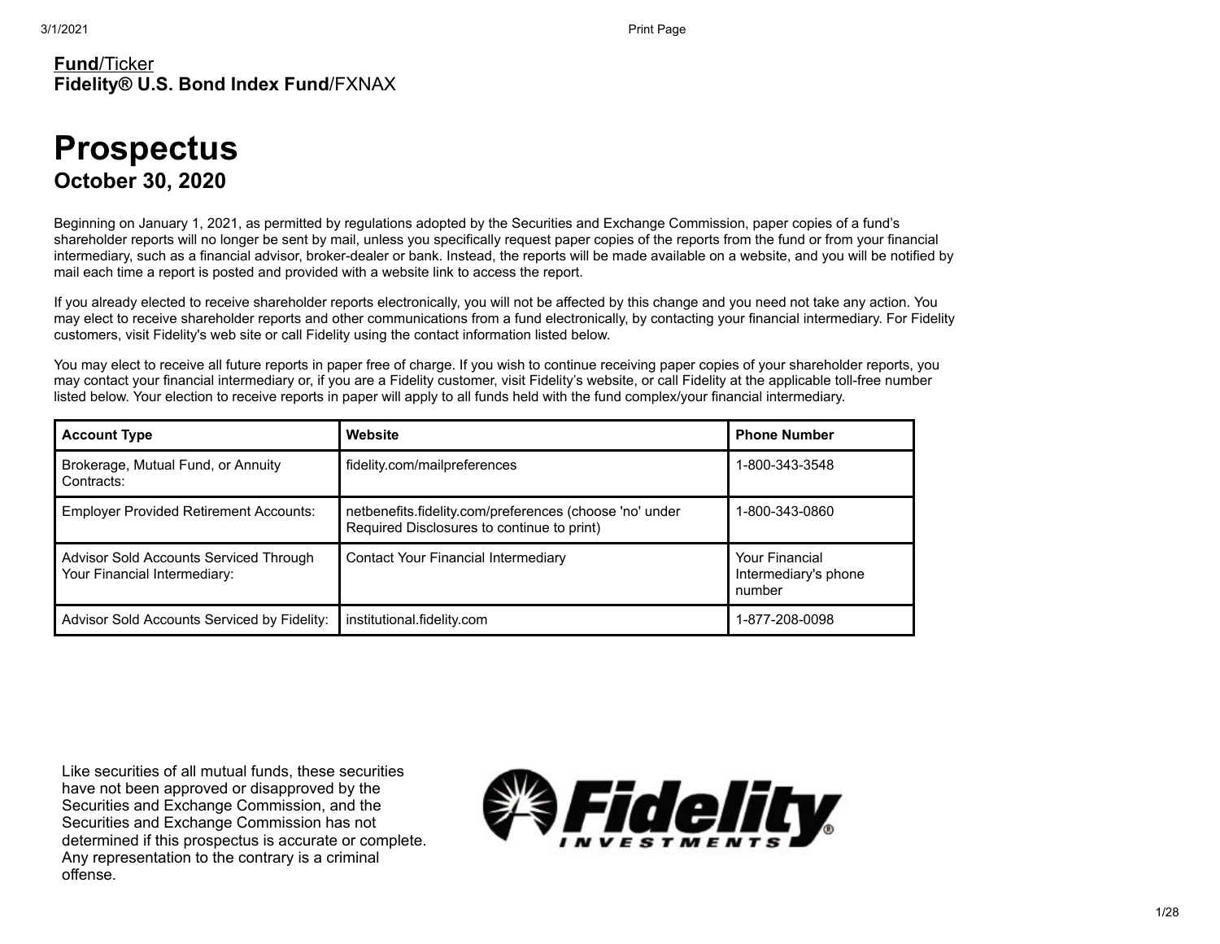**Fund**/Ticker
**Fidelity® U.S. Bond Index Fund**/FXNAX

# Prospectus

## October 30, 2020

Beginning on January 1, 2021, as permitted by regulations adopted by the Securities and Exchange Commission, paper copies of a fund's shareholder reports will no longer be sent by mail, unless you specifically request paper copies of the reports from the fund or from your financial intermediary, such as a financial advisor, broker-dealer or bank. Instead, the reports will be made available on a website, and you will be notified by mail each time a report is posted and provided with a website link to access the report.

If you already elected to receive shareholder reports electronically, you will not be affected by this change and you need not take any action. You may elect to receive shareholder reports and other communications from a fund electronically, by contacting your financial intermediary. For Fidelity customers, visit Fidelity's web site or call Fidelity using the contact information listed below.

You may elect to receive all future reports in paper free of charge. If you wish to continue receiving paper copies of your shareholder reports, you may contact your financial intermediary or, if you are a Fidelity customer, visit Fidelity's website, or call Fidelity at the applicable toll-free number listed below. Your election to receive reports in paper will apply to all funds held with the fund complex/your financial intermediary.

| Account Type | Website | Phone Number |
|---|---|---|
| Brokerage, Mutual Fund, or Annuity Contracts: | fidelity.com/mailpreferences | 1-800-343-3548 |
| Employer Provided Retirement Accounts: | netbenefits.fidelity.com/preferences (choose 'no' under Required Disclosures to continue to print) | 1-800-343-0860 |
| Advisor Sold Accounts Serviced Through Your Financial Intermediary: | Contact Your Financial Intermediary | Your Financial Intermediary's phone number |
| Advisor Sold Accounts Serviced by Fidelity: | institutional.fidelity.com | 1-877-208-0098 |

Like securities of all mutual funds, these securities have not been approved or disapproved by the Securities and Exchange Commission, and the Securities and Exchange Commission has not determined if this prospectus is accurate or complete. Any representation to the contrary is a criminal offense.

Fidelity INVESTMENTS®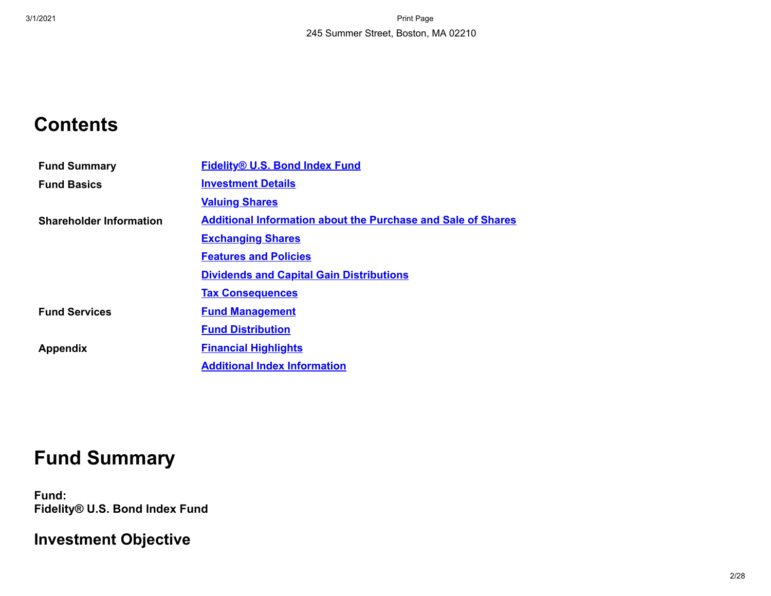245 Summer Street, Boston, MA 02210

# Contents

| | |
|---|---|
| **Fund Summary** | Fidelity® U.S. Bond Index Fund |
| **Fund Basics** | Investment Details |
| | Valuing Shares |
| **Shareholder Information** | Additional Information about the Purchase and Sale of Shares |
| | Exchanging Shares |
| | Features and Policies |
| | Dividends and Capital Gain Distributions |
| | Tax Consequences |
| **Fund Services** | Fund Management |
| | Fund Distribution |
| **Appendix** | Financial Highlights |
| | Additional Index Information |

# Fund Summary

**Fund:**
**Fidelity® U.S. Bond Index Fund**

## Investment Objective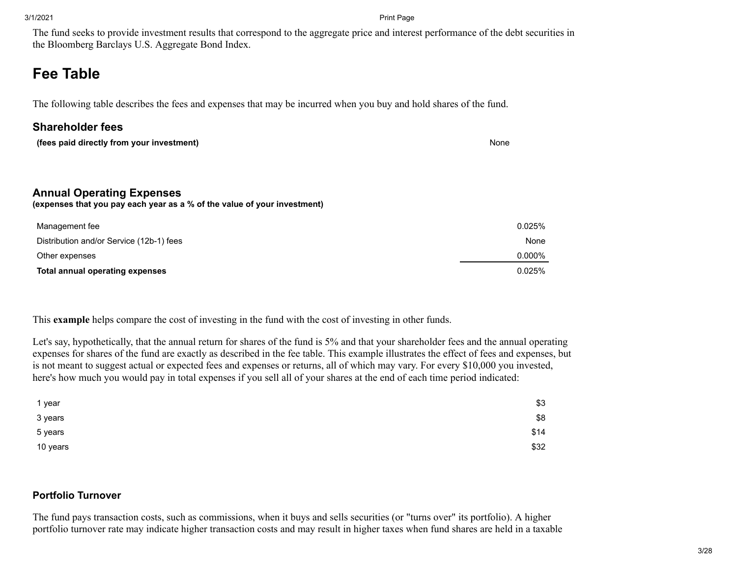The fund seeks to provide investment results that correspond to the aggregate price and interest performance of the debt securities in the Bloomberg Barclays U.S. Aggregate Bond Index.

## Fee Table

The following table describes the fees and expenses that may be incurred when you buy and hold shares of the fund.

### Shareholder fees

| | |
|---|---|
| **(fees paid directly from your investment)** | None |

### Annual Operating Expenses

**(expenses that you pay each year as a % of the value of your investment)**

| | |
|---|---|
| Management fee | 0.025% |
| Distribution and/or Service (12b-1) fees | None |
| Other expenses | 0.000% |
| **Total annual operating expenses** | 0.025% |

This **example** helps compare the cost of investing in the fund with the cost of investing in other funds.

Let's say, hypothetically, that the annual return for shares of the fund is 5% and that your shareholder fees and the annual operating expenses for shares of the fund are exactly as described in the fee table. This example illustrates the effect of fees and expenses, but is not meant to suggest actual or expected fees and expenses or returns, all of which may vary. For every $10,000 you invested, here's how much you would pay in total expenses if you sell all of your shares at the end of each time period indicated:

| | |
|---|---|
| 1 year | $3 |
| 3 years | $8 |
| 5 years | $14 |
| 10 years | $32 |

### Portfolio Turnover

The fund pays transaction costs, such as commissions, when it buys and sells securities (or "turns over" its portfolio). A higher portfolio turnover rate may indicate higher transaction costs and may result in higher taxes when fund shares are held in a taxable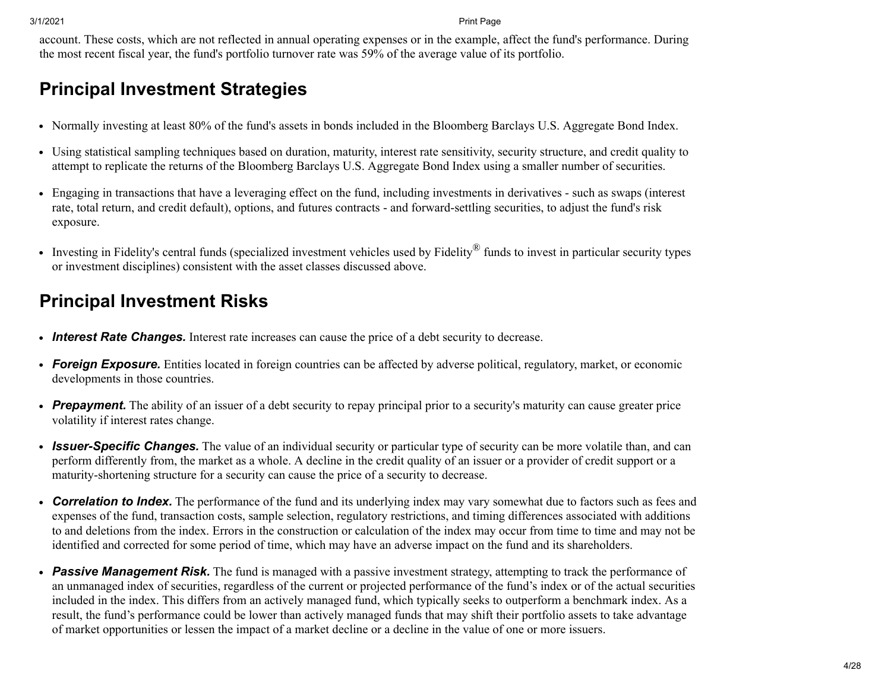account. These costs, which are not reflected in annual operating expenses or in the example, affect the fund's performance. During the most recent fiscal year, the fund's portfolio turnover rate was 59% of the average value of its portfolio.

## Principal Investment Strategies

- Normally investing at least 80% of the fund's assets in bonds included in the Bloomberg Barclays U.S. Aggregate Bond Index.
- Using statistical sampling techniques based on duration, maturity, interest rate sensitivity, security structure, and credit quality to attempt to replicate the returns of the Bloomberg Barclays U.S. Aggregate Bond Index using a smaller number of securities.
- Engaging in transactions that have a leveraging effect on the fund, including investments in derivatives - such as swaps (interest rate, total return, and credit default), options, and futures contracts - and forward-settling securities, to adjust the fund's risk exposure.
- Investing in Fidelity's central funds (specialized investment vehicles used by Fidelity® funds to invest in particular security types or investment disciplines) consistent with the asset classes discussed above.

## Principal Investment Risks

- ***Interest Rate Changes.*** Interest rate increases can cause the price of a debt security to decrease.
- ***Foreign Exposure.*** Entities located in foreign countries can be affected by adverse political, regulatory, market, or economic developments in those countries.
- ***Prepayment.*** The ability of an issuer of a debt security to repay principal prior to a security's maturity can cause greater price volatility if interest rates change.
- ***Issuer-Specific Changes.*** The value of an individual security or particular type of security can be more volatile than, and can perform differently from, the market as a whole. A decline in the credit quality of an issuer or a provider of credit support or a maturity-shortening structure for a security can cause the price of a security to decrease.
- ***Correlation to Index.*** The performance of the fund and its underlying index may vary somewhat due to factors such as fees and expenses of the fund, transaction costs, sample selection, regulatory restrictions, and timing differences associated with additions to and deletions from the index. Errors in the construction or calculation of the index may occur from time to time and may not be identified and corrected for some period of time, which may have an adverse impact on the fund and its shareholders.
- ***Passive Management Risk.*** The fund is managed with a passive investment strategy, attempting to track the performance of an unmanaged index of securities, regardless of the current or projected performance of the fund's index or of the actual securities included in the index. This differs from an actively managed fund, which typically seeks to outperform a benchmark index. As a result, the fund's performance could be lower than actively managed funds that may shift their portfolio assets to take advantage of market opportunities or lessen the impact of a market decline or a decline in the value of one or more issuers.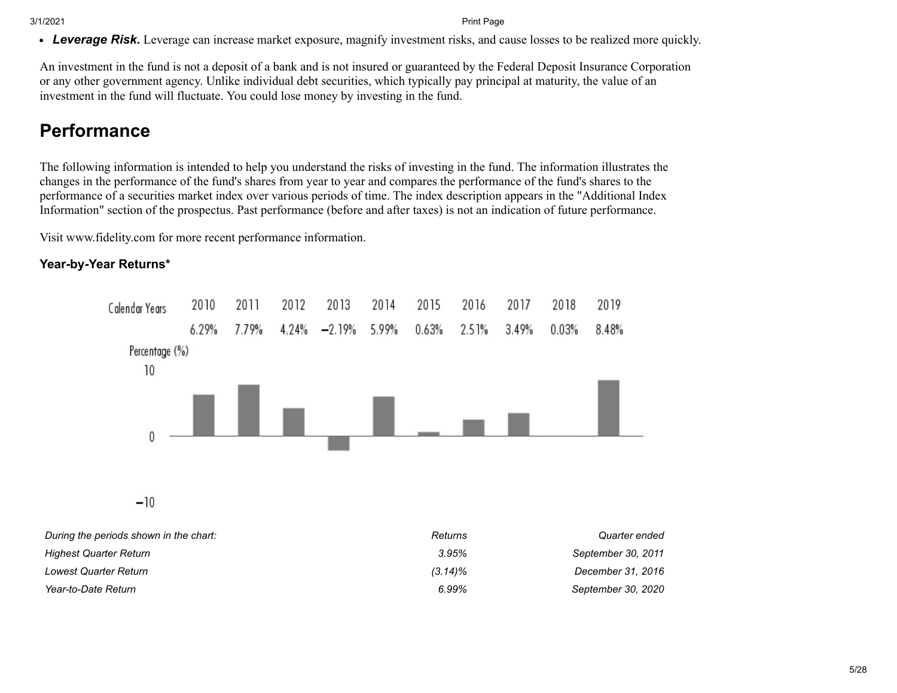- ***Leverage Risk.*** Leverage can increase market exposure, magnify investment risks, and cause losses to be realized more quickly.

An investment in the fund is not a deposit of a bank and is not insured or guaranteed by the Federal Deposit Insurance Corporation or any other government agency. Unlike individual debt securities, which typically pay principal at maturity, the value of an investment in the fund will fluctuate. You could lose money by investing in the fund.

# Performance

The following information is intended to help you understand the risks of investing in the fund. The information illustrates the changes in the performance of the fund's shares from year to year and compares the performance of the fund's shares to the performance of a securities market index over various periods of time. The index description appears in the "Additional Index Information" section of the prospectus. Past performance (before and after taxes) is not an indication of future performance.

Visit www.fidelity.com for more recent performance information.

### Year-by-Year Returns*

| Calendar Years | 2010 | 2011 | 2012 | 2013 | 2014 | 2015 | 2016 | 2017 | 2018 | 2019 |
|---|---|---|---|---|---|---|---|---|---|---|
| | 6.29% | 7.79% | 4.24% | −2.19% | 5.99% | 0.63% | 2.51% | 3.49% | 0.03% | 8.48% |

| *During the periods shown in the chart:* | *Returns* | *Quarter ended* |
|---|---|---|
| *Highest Quarter Return* | *3.95%* | *September 30, 2011* |
| *Lowest Quarter Return* | *(3.14)%* | *December 31, 2016* |
| *Year-to-Date Return* | *6.99%* | *September 30, 2020* |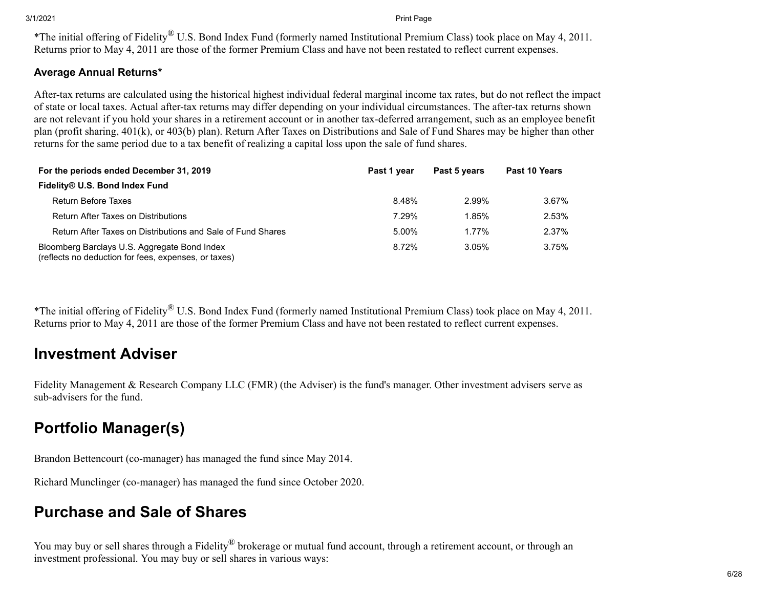*The initial offering of Fidelity® U.S. Bond Index Fund (formerly named Institutional Premium Class) took place on May 4, 2011. Returns prior to May 4, 2011 are those of the former Premium Class and have not been restated to reflect current expenses.

**Average Annual Returns***

After-tax returns are calculated using the historical highest individual federal marginal income tax rates, but do not reflect the impact of state or local taxes. Actual after-tax returns may differ depending on your individual circumstances. The after-tax returns shown are not relevant if you hold your shares in a retirement account or in another tax-deferred arrangement, such as an employee benefit plan (profit sharing, 401(k), or 403(b) plan). Return After Taxes on Distributions and Sale of Fund Shares may be higher than other returns for the same period due to a tax benefit of realizing a capital loss upon the sale of fund shares.

| For the periods ended December 31, 2019 | Past 1 year | Past 5 years | Past 10 Years |
|---|---|---|---|
| **Fidelity® U.S. Bond Index Fund** | | | |
| Return Before Taxes | 8.48% | 2.99% | 3.67% |
| Return After Taxes on Distributions | 7.29% | 1.85% | 2.53% |
| Return After Taxes on Distributions and Sale of Fund Shares | 5.00% | 1.77% | 2.37% |
| Bloomberg Barclays U.S. Aggregate Bond Index (reflects no deduction for fees, expenses, or taxes) | 8.72% | 3.05% | 3.75% |

*The initial offering of Fidelity® U.S. Bond Index Fund (formerly named Institutional Premium Class) took place on May 4, 2011. Returns prior to May 4, 2011 are those of the former Premium Class and have not been restated to reflect current expenses.

## Investment Adviser

Fidelity Management & Research Company LLC (FMR) (the Adviser) is the fund's manager. Other investment advisers serve as sub-advisers for the fund.

## Portfolio Manager(s)

Brandon Bettencourt (co-manager) has managed the fund since May 2014.

Richard Munclinger (co-manager) has managed the fund since October 2020.

## Purchase and Sale of Shares

You may buy or sell shares through a Fidelity® brokerage or mutual fund account, through a retirement account, or through an investment professional. You may buy or sell shares in various ways: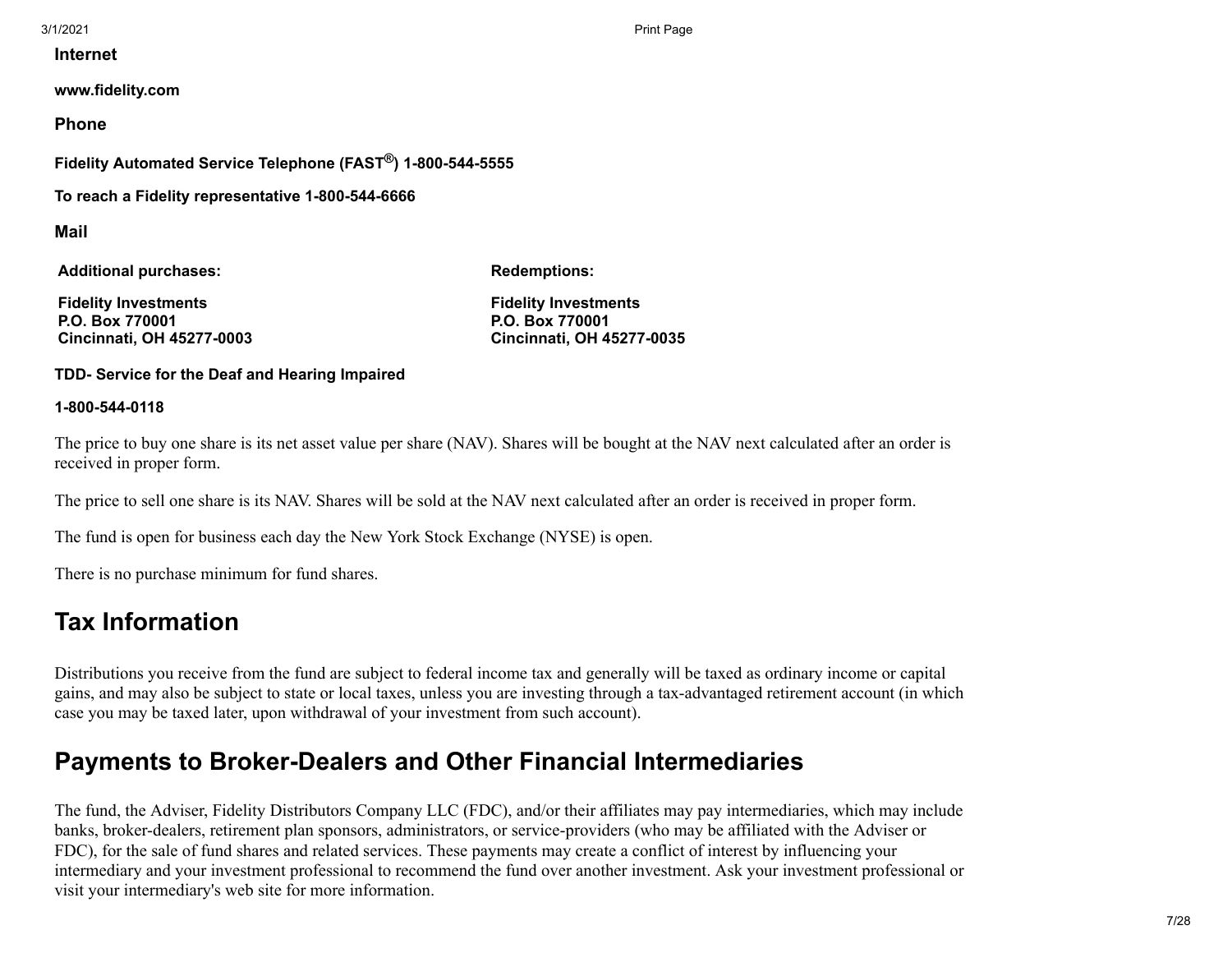**Internet**

**www.fidelity.com**

**Phone**

**Fidelity Automated Service Telephone (FAST®) 1-800-544-5555**

**To reach a Fidelity representative 1-800-544-6666**

**Mail**

| **Additional purchases:** | **Redemptions:** |
| --- | --- |
| **Fidelity Investments**<br>**P.O. Box 770001**<br>**Cincinnati, OH 45277-0003** | **Fidelity Investments**<br>**P.O. Box 770001**<br>**Cincinnati, OH 45277-0035** |

**TDD- Service for the Deaf and Hearing Impaired**

**1-800-544-0118**

The price to buy one share is its net asset value per share (NAV). Shares will be bought at the NAV next calculated after an order is received in proper form.

The price to sell one share is its NAV. Shares will be sold at the NAV next calculated after an order is received in proper form.

The fund is open for business each day the New York Stock Exchange (NYSE) is open.

There is no purchase minimum for fund shares.

## Tax Information

Distributions you receive from the fund are subject to federal income tax and generally will be taxed as ordinary income or capital gains, and may also be subject to state or local taxes, unless you are investing through a tax-advantaged retirement account (in which case you may be taxed later, upon withdrawal of your investment from such account).

## Payments to Broker-Dealers and Other Financial Intermediaries

The fund, the Adviser, Fidelity Distributors Company LLC (FDC), and/or their affiliates may pay intermediaries, which may include banks, broker-dealers, retirement plan sponsors, administrators, or service-providers (who may be affiliated with the Adviser or FDC), for the sale of fund shares and related services. These payments may create a conflict of interest by influencing your intermediary and your investment professional to recommend the fund over another investment. Ask your investment professional or visit your intermediary's web site for more information.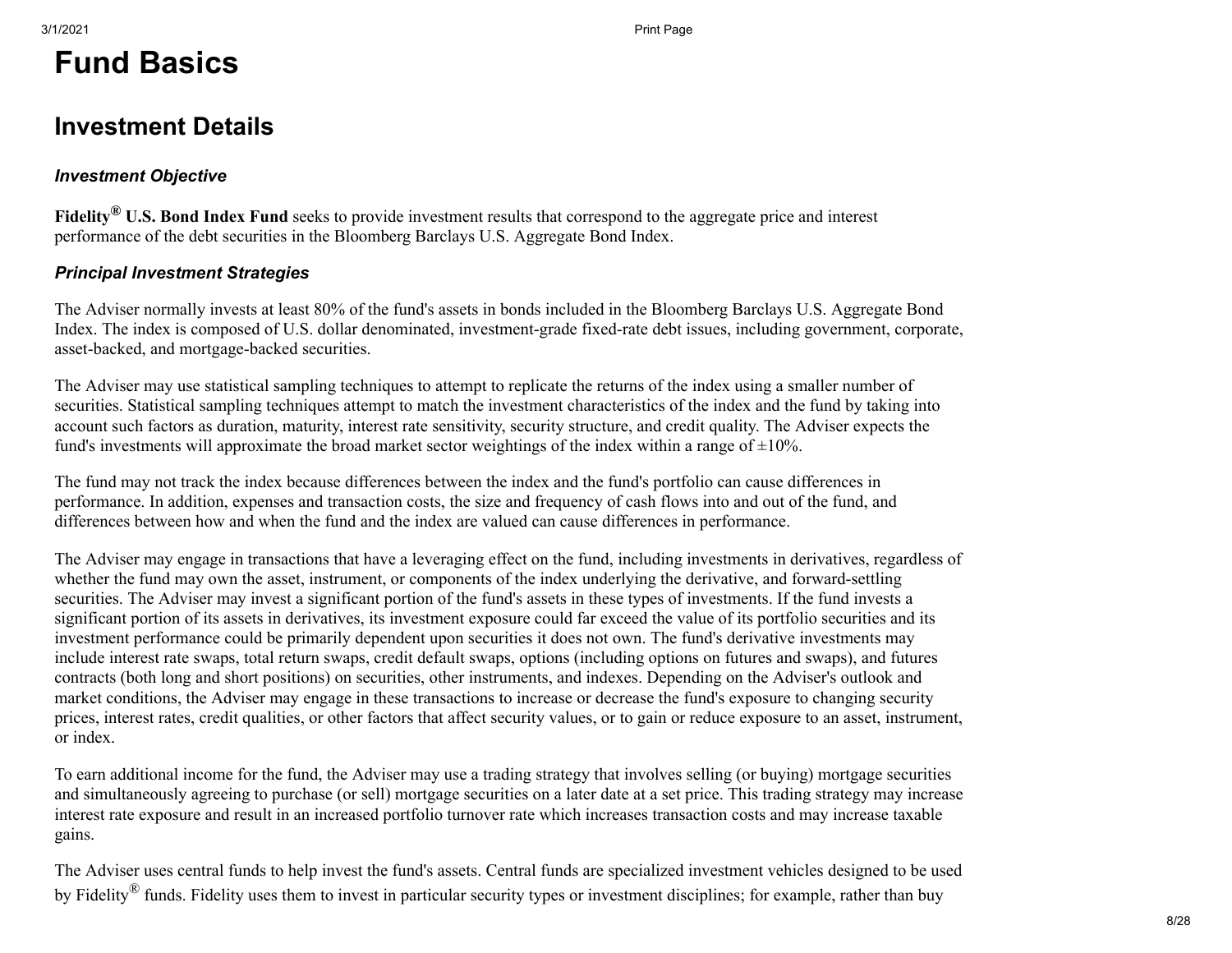# Fund Basics

## Investment Details

### *Investment Objective*

**Fidelity® U.S. Bond Index Fund** seeks to provide investment results that correspond to the aggregate price and interest performance of the debt securities in the Bloomberg Barclays U.S. Aggregate Bond Index.

### *Principal Investment Strategies*

The Adviser normally invests at least 80% of the fund's assets in bonds included in the Bloomberg Barclays U.S. Aggregate Bond Index. The index is composed of U.S. dollar denominated, investment-grade fixed-rate debt issues, including government, corporate, asset-backed, and mortgage-backed securities.

The Adviser may use statistical sampling techniques to attempt to replicate the returns of the index using a smaller number of securities. Statistical sampling techniques attempt to match the investment characteristics of the index and the fund by taking into account such factors as duration, maturity, interest rate sensitivity, security structure, and credit quality. The Adviser expects the fund's investments will approximate the broad market sector weightings of the index within a range of ±10%.

The fund may not track the index because differences between the index and the fund's portfolio can cause differences in performance. In addition, expenses and transaction costs, the size and frequency of cash flows into and out of the fund, and differences between how and when the fund and the index are valued can cause differences in performance.

The Adviser may engage in transactions that have a leveraging effect on the fund, including investments in derivatives, regardless of whether the fund may own the asset, instrument, or components of the index underlying the derivative, and forward-settling securities. The Adviser may invest a significant portion of the fund's assets in these types of investments. If the fund invests a significant portion of its assets in derivatives, its investment exposure could far exceed the value of its portfolio securities and its investment performance could be primarily dependent upon securities it does not own. The fund's derivative investments may include interest rate swaps, total return swaps, credit default swaps, options (including options on futures and swaps), and futures contracts (both long and short positions) on securities, other instruments, and indexes. Depending on the Adviser's outlook and market conditions, the Adviser may engage in these transactions to increase or decrease the fund's exposure to changing security prices, interest rates, credit qualities, or other factors that affect security values, or to gain or reduce exposure to an asset, instrument, or index.

To earn additional income for the fund, the Adviser may use a trading strategy that involves selling (or buying) mortgage securities and simultaneously agreeing to purchase (or sell) mortgage securities on a later date at a set price. This trading strategy may increase interest rate exposure and result in an increased portfolio turnover rate which increases transaction costs and may increase taxable gains.

The Adviser uses central funds to help invest the fund's assets. Central funds are specialized investment vehicles designed to be used by Fidelity® funds. Fidelity uses them to invest in particular security types or investment disciplines; for example, rather than buy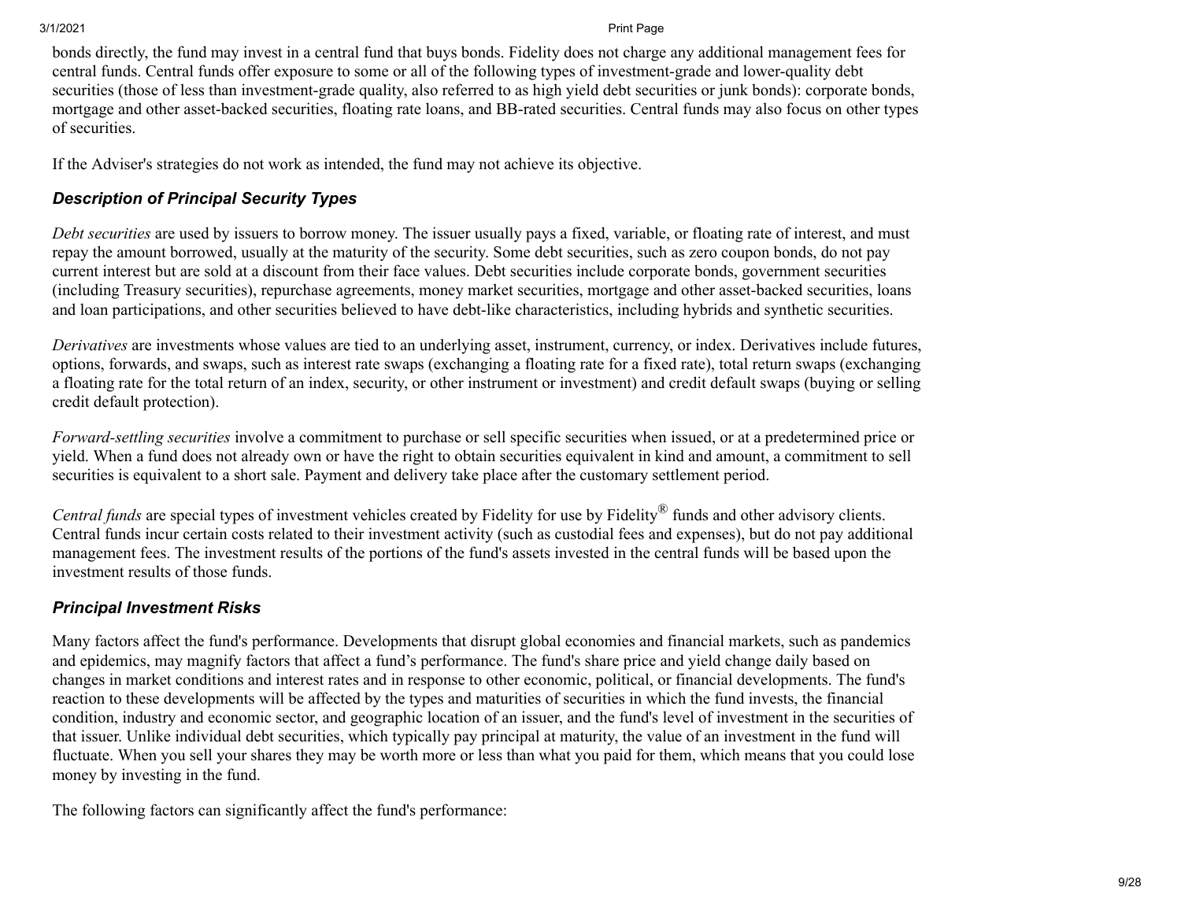bonds directly, the fund may invest in a central fund that buys bonds. Fidelity does not charge any additional management fees for central funds. Central funds offer exposure to some or all of the following types of investment-grade and lower-quality debt securities (those of less than investment-grade quality, also referred to as high yield debt securities or junk bonds): corporate bonds, mortgage and other asset-backed securities, floating rate loans, and BB-rated securities. Central funds may also focus on other types of securities.

If the Adviser's strategies do not work as intended, the fund may not achieve its objective.

### *Description of Principal Security Types*

*Debt securities* are used by issuers to borrow money. The issuer usually pays a fixed, variable, or floating rate of interest, and must repay the amount borrowed, usually at the maturity of the security. Some debt securities, such as zero coupon bonds, do not pay current interest but are sold at a discount from their face values. Debt securities include corporate bonds, government securities (including Treasury securities), repurchase agreements, money market securities, mortgage and other asset-backed securities, loans and loan participations, and other securities believed to have debt-like characteristics, including hybrids and synthetic securities.

*Derivatives* are investments whose values are tied to an underlying asset, instrument, currency, or index. Derivatives include futures, options, forwards, and swaps, such as interest rate swaps (exchanging a floating rate for a fixed rate), total return swaps (exchanging a floating rate for the total return of an index, security, or other instrument or investment) and credit default swaps (buying or selling credit default protection).

*Forward-settling securities* involve a commitment to purchase or sell specific securities when issued, or at a predetermined price or yield. When a fund does not already own or have the right to obtain securities equivalent in kind and amount, a commitment to sell securities is equivalent to a short sale. Payment and delivery take place after the customary settlement period.

*Central funds* are special types of investment vehicles created by Fidelity for use by Fidelity® funds and other advisory clients. Central funds incur certain costs related to their investment activity (such as custodial fees and expenses), but do not pay additional management fees. The investment results of the portions of the fund's assets invested in the central funds will be based upon the investment results of those funds.

### *Principal Investment Risks*

Many factors affect the fund's performance. Developments that disrupt global economies and financial markets, such as pandemics and epidemics, may magnify factors that affect a fund's performance. The fund's share price and yield change daily based on changes in market conditions and interest rates and in response to other economic, political, or financial developments. The fund's reaction to these developments will be affected by the types and maturities of securities in which the fund invests, the financial condition, industry and economic sector, and geographic location of an issuer, and the fund's level of investment in the securities of that issuer. Unlike individual debt securities, which typically pay principal at maturity, the value of an investment in the fund will fluctuate. When you sell your shares they may be worth more or less than what you paid for them, which means that you could lose money by investing in the fund.

The following factors can significantly affect the fund's performance: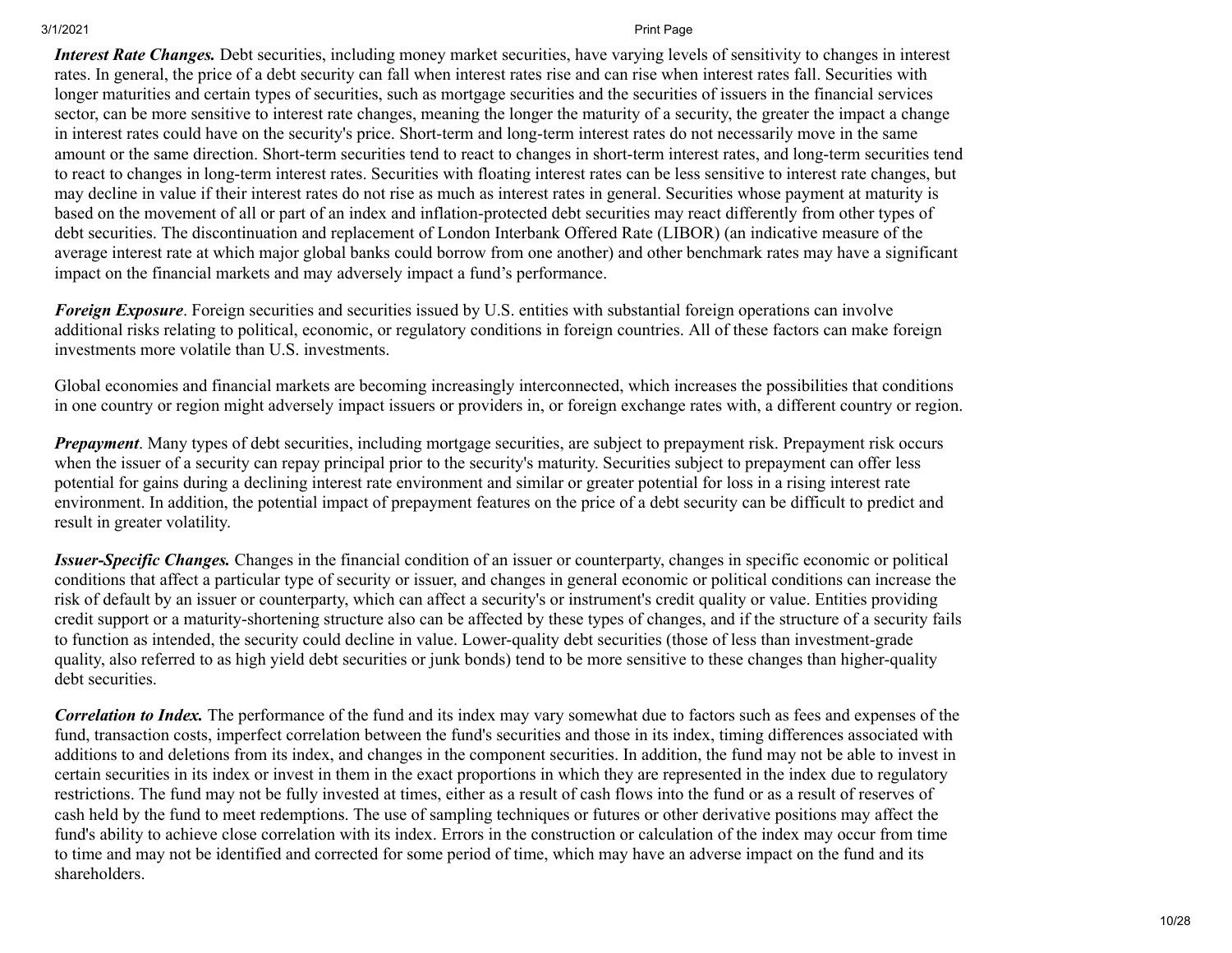***Interest Rate Changes.*** Debt securities, including money market securities, have varying levels of sensitivity to changes in interest rates. In general, the price of a debt security can fall when interest rates rise and can rise when interest rates fall. Securities with longer maturities and certain types of securities, such as mortgage securities and the securities of issuers in the financial services sector, can be more sensitive to interest rate changes, meaning the longer the maturity of a security, the greater the impact a change in interest rates could have on the security's price. Short-term and long-term interest rates do not necessarily move in the same amount or the same direction. Short-term securities tend to react to changes in short-term interest rates, and long-term securities tend to react to changes in long-term interest rates. Securities with floating interest rates can be less sensitive to interest rate changes, but may decline in value if their interest rates do not rise as much as interest rates in general. Securities whose payment at maturity is based on the movement of all or part of an index and inflation-protected debt securities may react differently from other types of debt securities. The discontinuation and replacement of London Interbank Offered Rate (LIBOR) (an indicative measure of the average interest rate at which major global banks could borrow from one another) and other benchmark rates may have a significant impact on the financial markets and may adversely impact a fund's performance.

***Foreign Exposure***. Foreign securities and securities issued by U.S. entities with substantial foreign operations can involve additional risks relating to political, economic, or regulatory conditions in foreign countries. All of these factors can make foreign investments more volatile than U.S. investments.

Global economies and financial markets are becoming increasingly interconnected, which increases the possibilities that conditions in one country or region might adversely impact issuers or providers in, or foreign exchange rates with, a different country or region.

***Prepayment***. Many types of debt securities, including mortgage securities, are subject to prepayment risk. Prepayment risk occurs when the issuer of a security can repay principal prior to the security's maturity. Securities subject to prepayment can offer less potential for gains during a declining interest rate environment and similar or greater potential for loss in a rising interest rate environment. In addition, the potential impact of prepayment features on the price of a debt security can be difficult to predict and result in greater volatility.

***Issuer-Specific Changes.*** Changes in the financial condition of an issuer or counterparty, changes in specific economic or political conditions that affect a particular type of security or issuer, and changes in general economic or political conditions can increase the risk of default by an issuer or counterparty, which can affect a security's or instrument's credit quality or value. Entities providing credit support or a maturity-shortening structure also can be affected by these types of changes, and if the structure of a security fails to function as intended, the security could decline in value. Lower-quality debt securities (those of less than investment-grade quality, also referred to as high yield debt securities or junk bonds) tend to be more sensitive to these changes than higher-quality debt securities.

***Correlation to Index.*** The performance of the fund and its index may vary somewhat due to factors such as fees and expenses of the fund, transaction costs, imperfect correlation between the fund's securities and those in its index, timing differences associated with additions to and deletions from its index, and changes in the component securities. In addition, the fund may not be able to invest in certain securities in its index or invest in them in the exact proportions in which they are represented in the index due to regulatory restrictions. The fund may not be fully invested at times, either as a result of cash flows into the fund or as a result of reserves of cash held by the fund to meet redemptions. The use of sampling techniques or futures or other derivative positions may affect the fund's ability to achieve close correlation with its index. Errors in the construction or calculation of the index may occur from time to time and may not be identified and corrected for some period of time, which may have an adverse impact on the fund and its shareholders.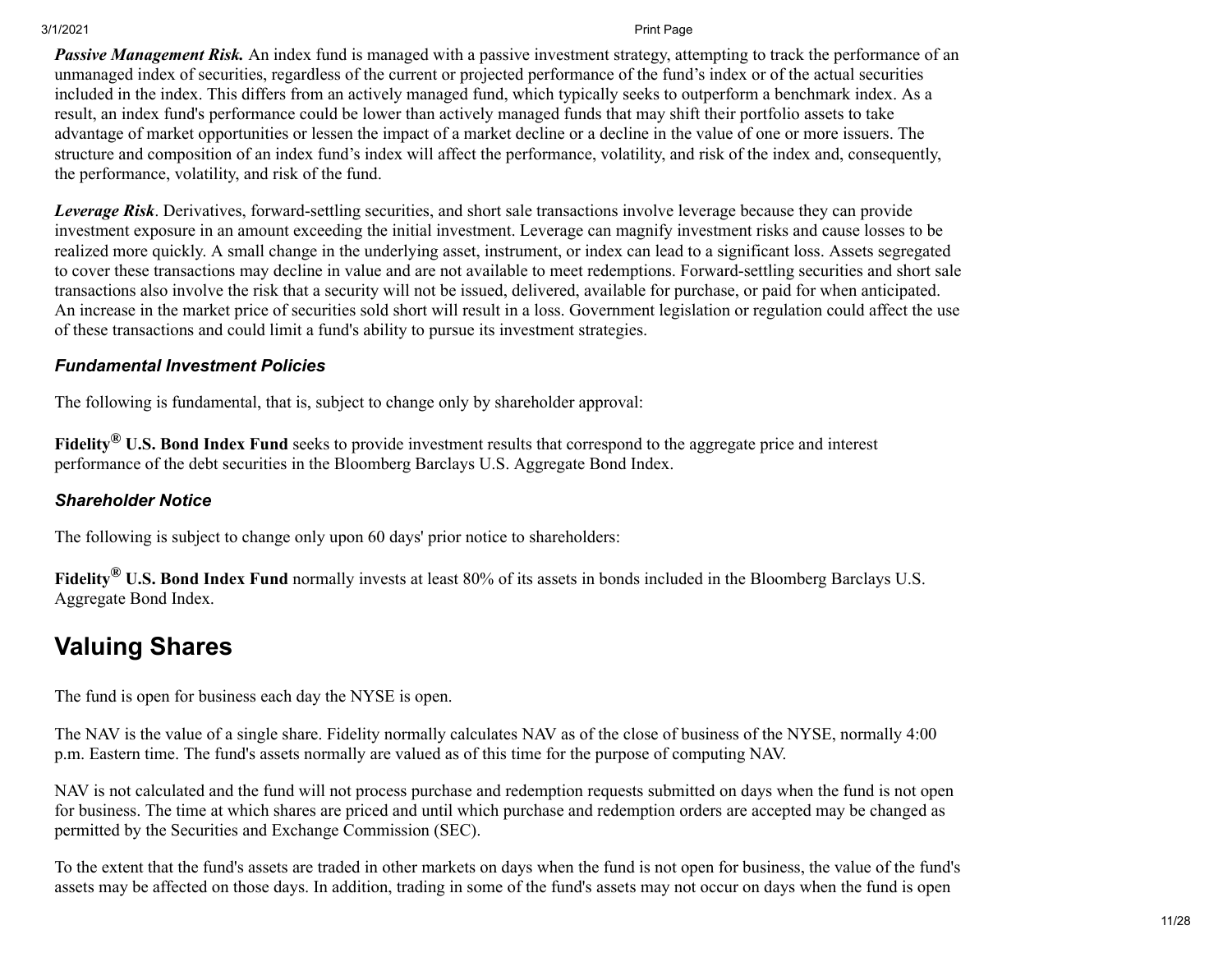***Passive Management Risk.*** An index fund is managed with a passive investment strategy, attempting to track the performance of an unmanaged index of securities, regardless of the current or projected performance of the fund's index or of the actual securities included in the index. This differs from an actively managed fund, which typically seeks to outperform a benchmark index. As a result, an index fund's performance could be lower than actively managed funds that may shift their portfolio assets to take advantage of market opportunities or lessen the impact of a market decline or a decline in the value of one or more issuers. The structure and composition of an index fund's index will affect the performance, volatility, and risk of the index and, consequently, the performance, volatility, and risk of the fund.

***Leverage Risk***. Derivatives, forward-settling securities, and short sale transactions involve leverage because they can provide investment exposure in an amount exceeding the initial investment. Leverage can magnify investment risks and cause losses to be realized more quickly. A small change in the underlying asset, instrument, or index can lead to a significant loss. Assets segregated to cover these transactions may decline in value and are not available to meet redemptions. Forward-settling securities and short sale transactions also involve the risk that a security will not be issued, delivered, available for purchase, or paid for when anticipated. An increase in the market price of securities sold short will result in a loss. Government legislation or regulation could affect the use of these transactions and could limit a fund's ability to pursue its investment strategies.

### *Fundamental Investment Policies*

The following is fundamental, that is, subject to change only by shareholder approval:

**Fidelity® U.S. Bond Index Fund** seeks to provide investment results that correspond to the aggregate price and interest performance of the debt securities in the Bloomberg Barclays U.S. Aggregate Bond Index.

### *Shareholder Notice*

The following is subject to change only upon 60 days' prior notice to shareholders:

**Fidelity® U.S. Bond Index Fund** normally invests at least 80% of its assets in bonds included in the Bloomberg Barclays U.S. Aggregate Bond Index.

## Valuing Shares

The fund is open for business each day the NYSE is open.

The NAV is the value of a single share. Fidelity normally calculates NAV as of the close of business of the NYSE, normally 4:00 p.m. Eastern time. The fund's assets normally are valued as of this time for the purpose of computing NAV.

NAV is not calculated and the fund will not process purchase and redemption requests submitted on days when the fund is not open for business. The time at which shares are priced and until which purchase and redemption orders are accepted may be changed as permitted by the Securities and Exchange Commission (SEC).

To the extent that the fund's assets are traded in other markets on days when the fund is not open for business, the value of the fund's assets may be affected on those days. In addition, trading in some of the fund's assets may not occur on days when the fund is open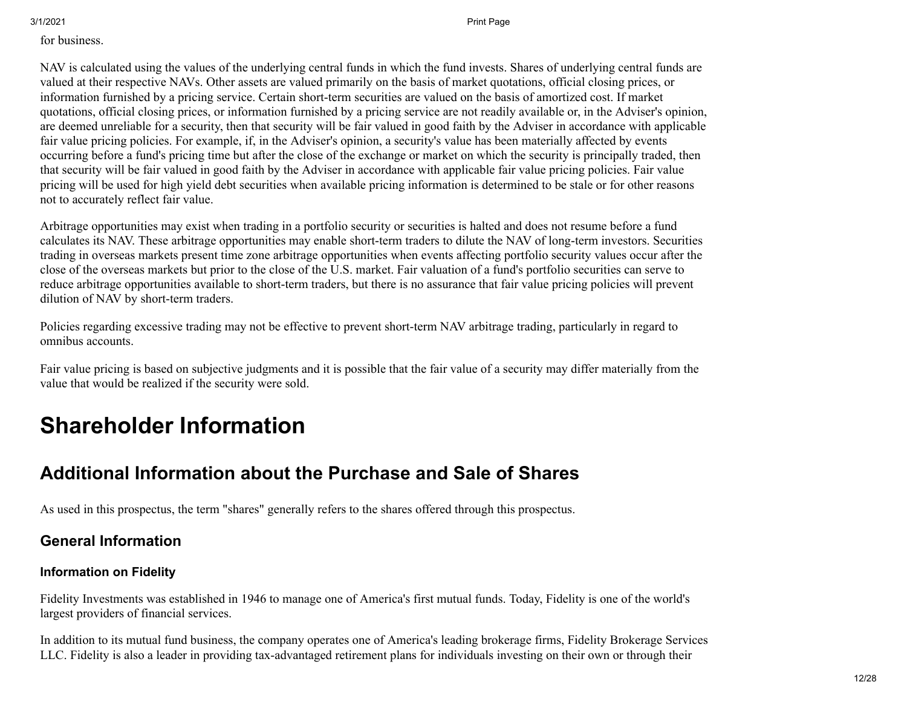for business.

NAV is calculated using the values of the underlying central funds in which the fund invests. Shares of underlying central funds are valued at their respective NAVs. Other assets are valued primarily on the basis of market quotations, official closing prices, or information furnished by a pricing service. Certain short-term securities are valued on the basis of amortized cost. If market quotations, official closing prices, or information furnished by a pricing service are not readily available or, in the Adviser's opinion, are deemed unreliable for a security, then that security will be fair valued in good faith by the Adviser in accordance with applicable fair value pricing policies. For example, if, in the Adviser's opinion, a security's value has been materially affected by events occurring before a fund's pricing time but after the close of the exchange or market on which the security is principally traded, then that security will be fair valued in good faith by the Adviser in accordance with applicable fair value pricing policies. Fair value pricing will be used for high yield debt securities when available pricing information is determined to be stale or for other reasons not to accurately reflect fair value.

Arbitrage opportunities may exist when trading in a portfolio security or securities is halted and does not resume before a fund calculates its NAV. These arbitrage opportunities may enable short-term traders to dilute the NAV of long-term investors. Securities trading in overseas markets present time zone arbitrage opportunities when events affecting portfolio security values occur after the close of the overseas markets but prior to the close of the U.S. market. Fair valuation of a fund's portfolio securities can serve to reduce arbitrage opportunities available to short-term traders, but there is no assurance that fair value pricing policies will prevent dilution of NAV by short-term traders.

Policies regarding excessive trading may not be effective to prevent short-term NAV arbitrage trading, particularly in regard to omnibus accounts.

Fair value pricing is based on subjective judgments and it is possible that the fair value of a security may differ materially from the value that would be realized if the security were sold.

# Shareholder Information

## Additional Information about the Purchase and Sale of Shares

As used in this prospectus, the term "shares" generally refers to the shares offered through this prospectus.

### General Information

#### Information on Fidelity

Fidelity Investments was established in 1946 to manage one of America's first mutual funds. Today, Fidelity is one of the world's largest providers of financial services.

In addition to its mutual fund business, the company operates one of America's leading brokerage firms, Fidelity Brokerage Services LLC. Fidelity is also a leader in providing tax-advantaged retirement plans for individuals investing on their own or through their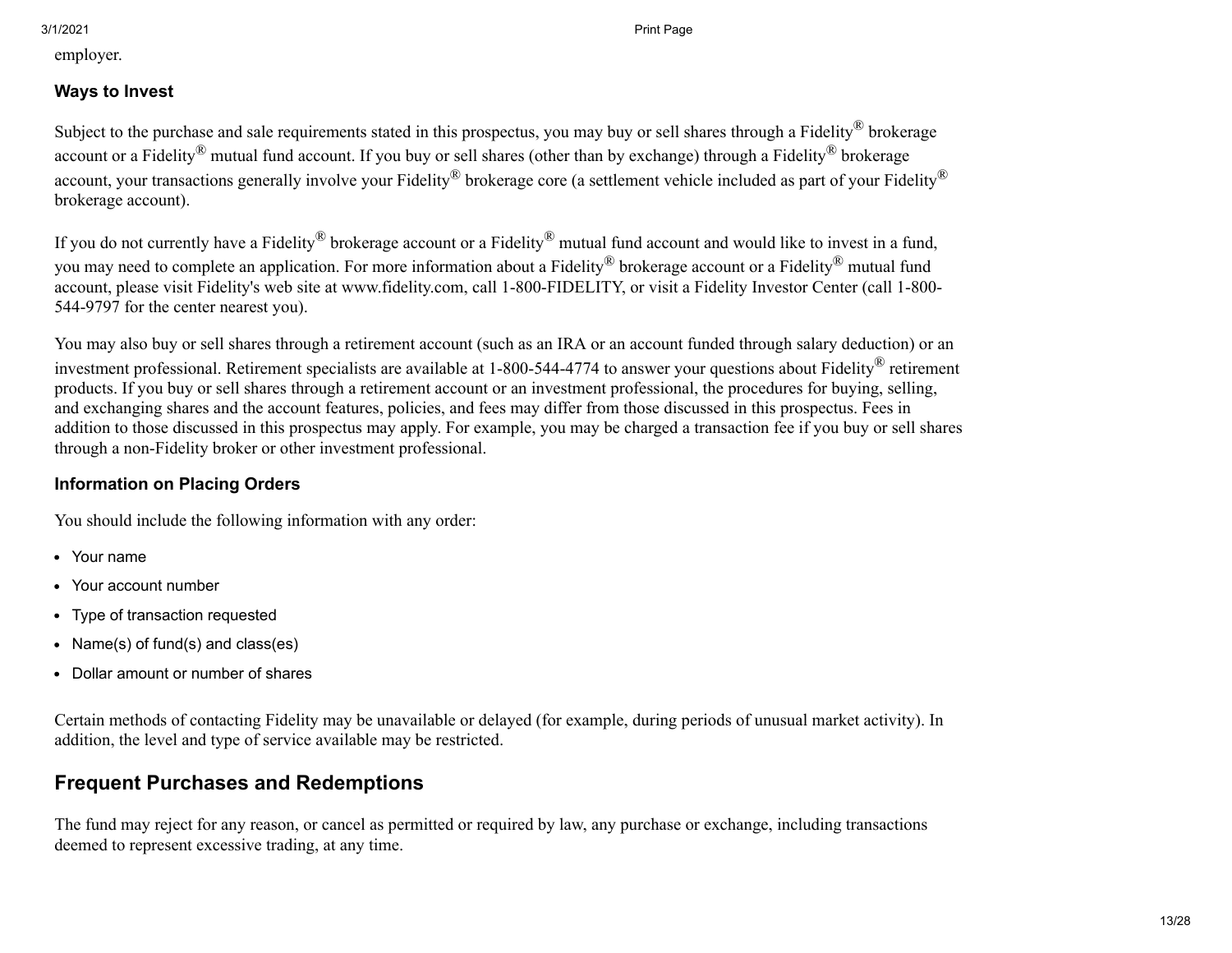employer.

### Ways to Invest

Subject to the purchase and sale requirements stated in this prospectus, you may buy or sell shares through a Fidelity® brokerage account or a Fidelity® mutual fund account. If you buy or sell shares (other than by exchange) through a Fidelity® brokerage account, your transactions generally involve your Fidelity® brokerage core (a settlement vehicle included as part of your Fidelity® brokerage account).

If you do not currently have a Fidelity® brokerage account or a Fidelity® mutual fund account and would like to invest in a fund, you may need to complete an application. For more information about a Fidelity® brokerage account or a Fidelity® mutual fund account, please visit Fidelity's web site at www.fidelity.com, call 1-800-FIDELITY, or visit a Fidelity Investor Center (call 1-800-544-9797 for the center nearest you).

You may also buy or sell shares through a retirement account (such as an IRA or an account funded through salary deduction) or an investment professional. Retirement specialists are available at 1-800-544-4774 to answer your questions about Fidelity® retirement products. If you buy or sell shares through a retirement account or an investment professional, the procedures for buying, selling, and exchanging shares and the account features, policies, and fees may differ from those discussed in this prospectus. Fees in addition to those discussed in this prospectus may apply. For example, you may be charged a transaction fee if you buy or sell shares through a non-Fidelity broker or other investment professional.

### Information on Placing Orders

You should include the following information with any order:

- Your name
- Your account number
- Type of transaction requested
- Name(s) of fund(s) and class(es)
- Dollar amount or number of shares

Certain methods of contacting Fidelity may be unavailable or delayed (for example, during periods of unusual market activity). In addition, the level and type of service available may be restricted.

## Frequent Purchases and Redemptions

The fund may reject for any reason, or cancel as permitted or required by law, any purchase or exchange, including transactions deemed to represent excessive trading, at any time.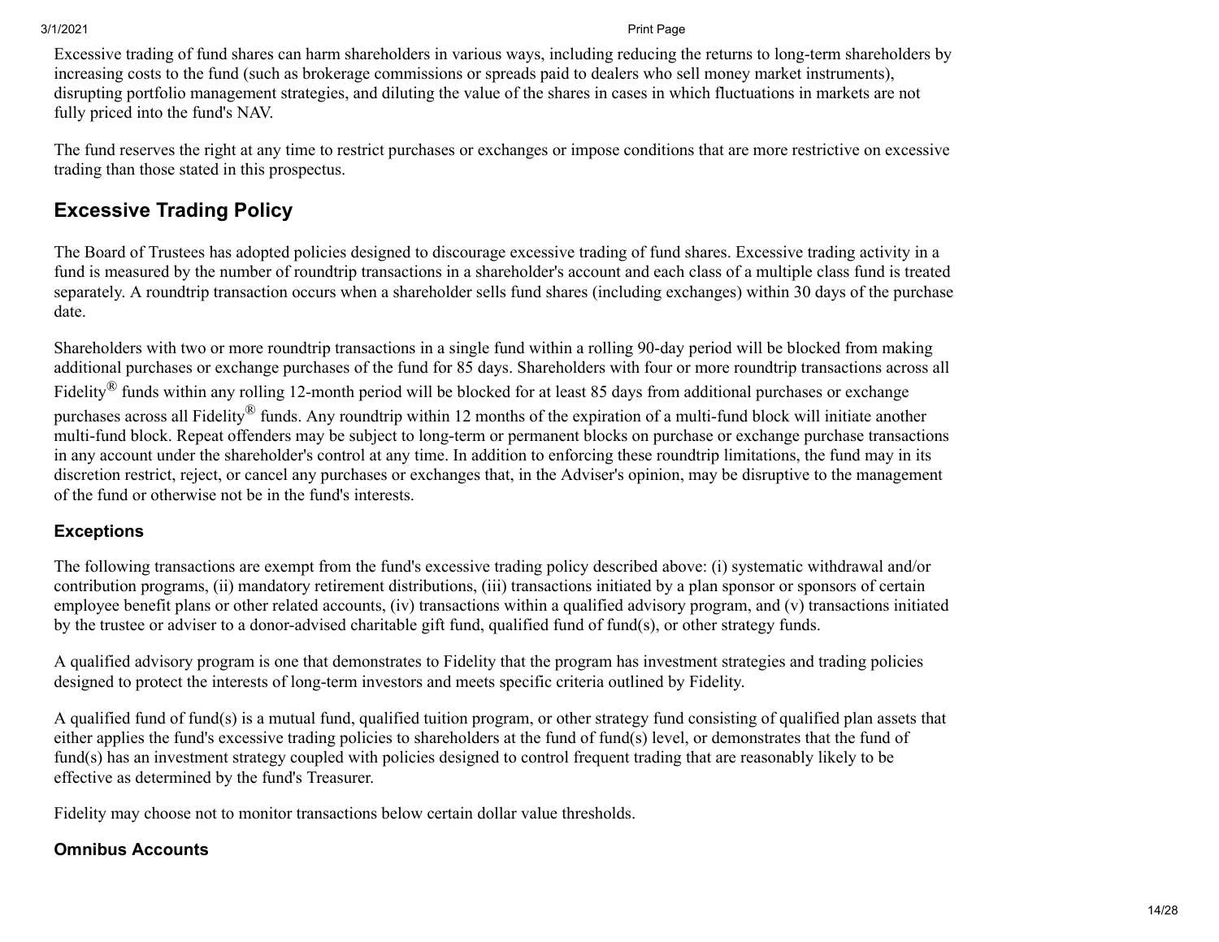Excessive trading of fund shares can harm shareholders in various ways, including reducing the returns to long-term shareholders by increasing costs to the fund (such as brokerage commissions or spreads paid to dealers who sell money market instruments), disrupting portfolio management strategies, and diluting the value of the shares in cases in which fluctuations in markets are not fully priced into the fund's NAV.

The fund reserves the right at any time to restrict purchases or exchanges or impose conditions that are more restrictive on excessive trading than those stated in this prospectus.

## Excessive Trading Policy

The Board of Trustees has adopted policies designed to discourage excessive trading of fund shares. Excessive trading activity in a fund is measured by the number of roundtrip transactions in a shareholder's account and each class of a multiple class fund is treated separately. A roundtrip transaction occurs when a shareholder sells fund shares (including exchanges) within 30 days of the purchase date.

Shareholders with two or more roundtrip transactions in a single fund within a rolling 90-day period will be blocked from making additional purchases or exchange purchases of the fund for 85 days. Shareholders with four or more roundtrip transactions across all Fidelity® funds within any rolling 12-month period will be blocked for at least 85 days from additional purchases or exchange purchases across all Fidelity® funds. Any roundtrip within 12 months of the expiration of a multi-fund block will initiate another multi-fund block. Repeat offenders may be subject to long-term or permanent blocks on purchase or exchange purchase transactions in any account under the shareholder's control at any time. In addition to enforcing these roundtrip limitations, the fund may in its discretion restrict, reject, or cancel any purchases or exchanges that, in the Adviser's opinion, may be disruptive to the management of the fund or otherwise not be in the fund's interests.

### Exceptions

The following transactions are exempt from the fund's excessive trading policy described above: (i) systematic withdrawal and/or contribution programs, (ii) mandatory retirement distributions, (iii) transactions initiated by a plan sponsor or sponsors of certain employee benefit plans or other related accounts, (iv) transactions within a qualified advisory program, and (v) transactions initiated by the trustee or adviser to a donor-advised charitable gift fund, qualified fund of fund(s), or other strategy funds.

A qualified advisory program is one that demonstrates to Fidelity that the program has investment strategies and trading policies designed to protect the interests of long-term investors and meets specific criteria outlined by Fidelity.

A qualified fund of fund(s) is a mutual fund, qualified tuition program, or other strategy fund consisting of qualified plan assets that either applies the fund's excessive trading policies to shareholders at the fund of fund(s) level, or demonstrates that the fund of fund(s) has an investment strategy coupled with policies designed to control frequent trading that are reasonably likely to be effective as determined by the fund's Treasurer.

Fidelity may choose not to monitor transactions below certain dollar value thresholds.

### Omnibus Accounts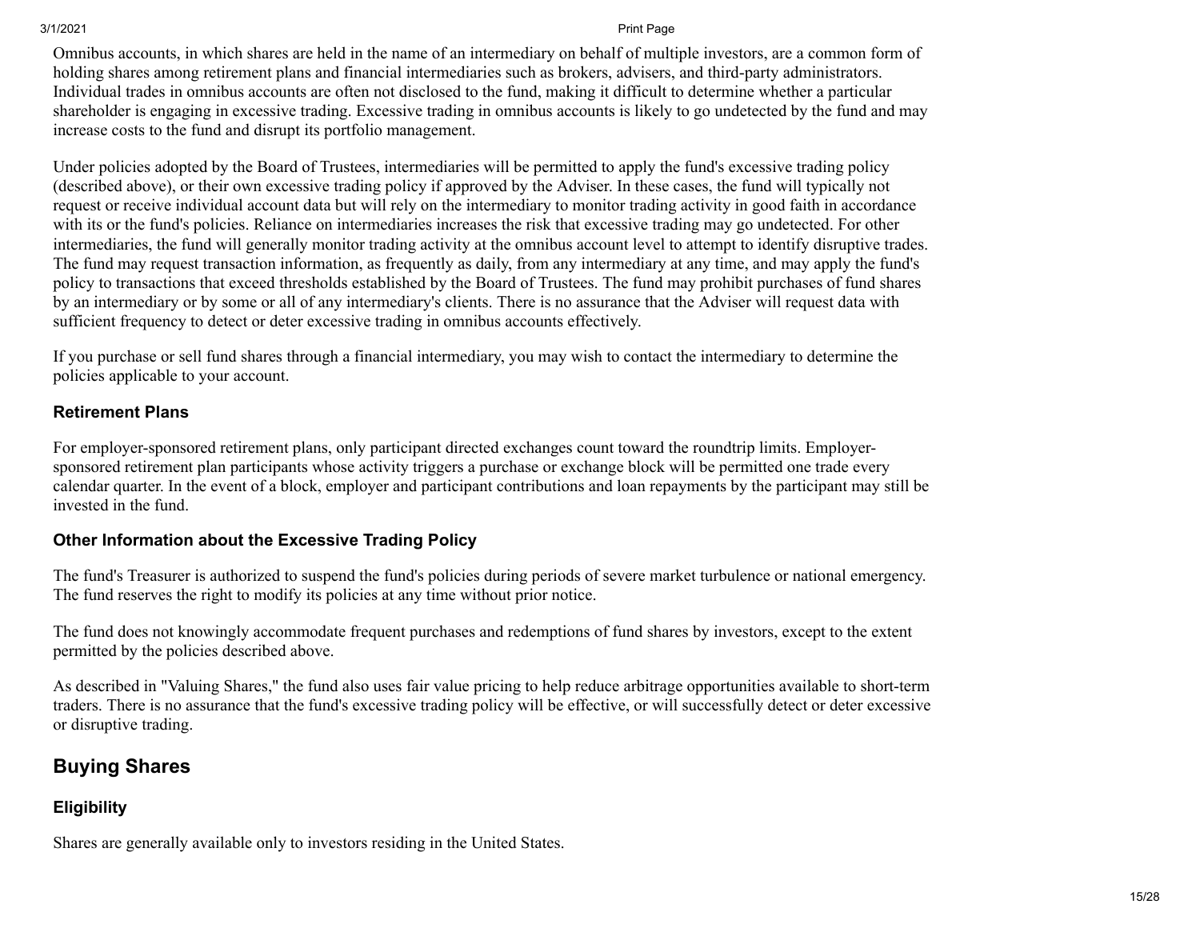Omnibus accounts, in which shares are held in the name of an intermediary on behalf of multiple investors, are a common form of holding shares among retirement plans and financial intermediaries such as brokers, advisers, and third-party administrators. Individual trades in omnibus accounts are often not disclosed to the fund, making it difficult to determine whether a particular shareholder is engaging in excessive trading. Excessive trading in omnibus accounts is likely to go undetected by the fund and may increase costs to the fund and disrupt its portfolio management.

Under policies adopted by the Board of Trustees, intermediaries will be permitted to apply the fund's excessive trading policy (described above), or their own excessive trading policy if approved by the Adviser. In these cases, the fund will typically not request or receive individual account data but will rely on the intermediary to monitor trading activity in good faith in accordance with its or the fund's policies. Reliance on intermediaries increases the risk that excessive trading may go undetected. For other intermediaries, the fund will generally monitor trading activity at the omnibus account level to attempt to identify disruptive trades. The fund may request transaction information, as frequently as daily, from any intermediary at any time, and may apply the fund's policy to transactions that exceed thresholds established by the Board of Trustees. The fund may prohibit purchases of fund shares by an intermediary or by some or all of any intermediary's clients. There is no assurance that the Adviser will request data with sufficient frequency to detect or deter excessive trading in omnibus accounts effectively.

If you purchase or sell fund shares through a financial intermediary, you may wish to contact the intermediary to determine the policies applicable to your account.

### Retirement Plans

For employer-sponsored retirement plans, only participant directed exchanges count toward the roundtrip limits. Employer-sponsored retirement plan participants whose activity triggers a purchase or exchange block will be permitted one trade every calendar quarter. In the event of a block, employer and participant contributions and loan repayments by the participant may still be invested in the fund.

### Other Information about the Excessive Trading Policy

The fund's Treasurer is authorized to suspend the fund's policies during periods of severe market turbulence or national emergency. The fund reserves the right to modify its policies at any time without prior notice.

The fund does not knowingly accommodate frequent purchases and redemptions of fund shares by investors, except to the extent permitted by the policies described above.

As described in "Valuing Shares," the fund also uses fair value pricing to help reduce arbitrage opportunities available to short-term traders. There is no assurance that the fund's excessive trading policy will be effective, or will successfully detect or deter excessive or disruptive trading.

## Buying Shares

### Eligibility

Shares are generally available only to investors residing in the United States.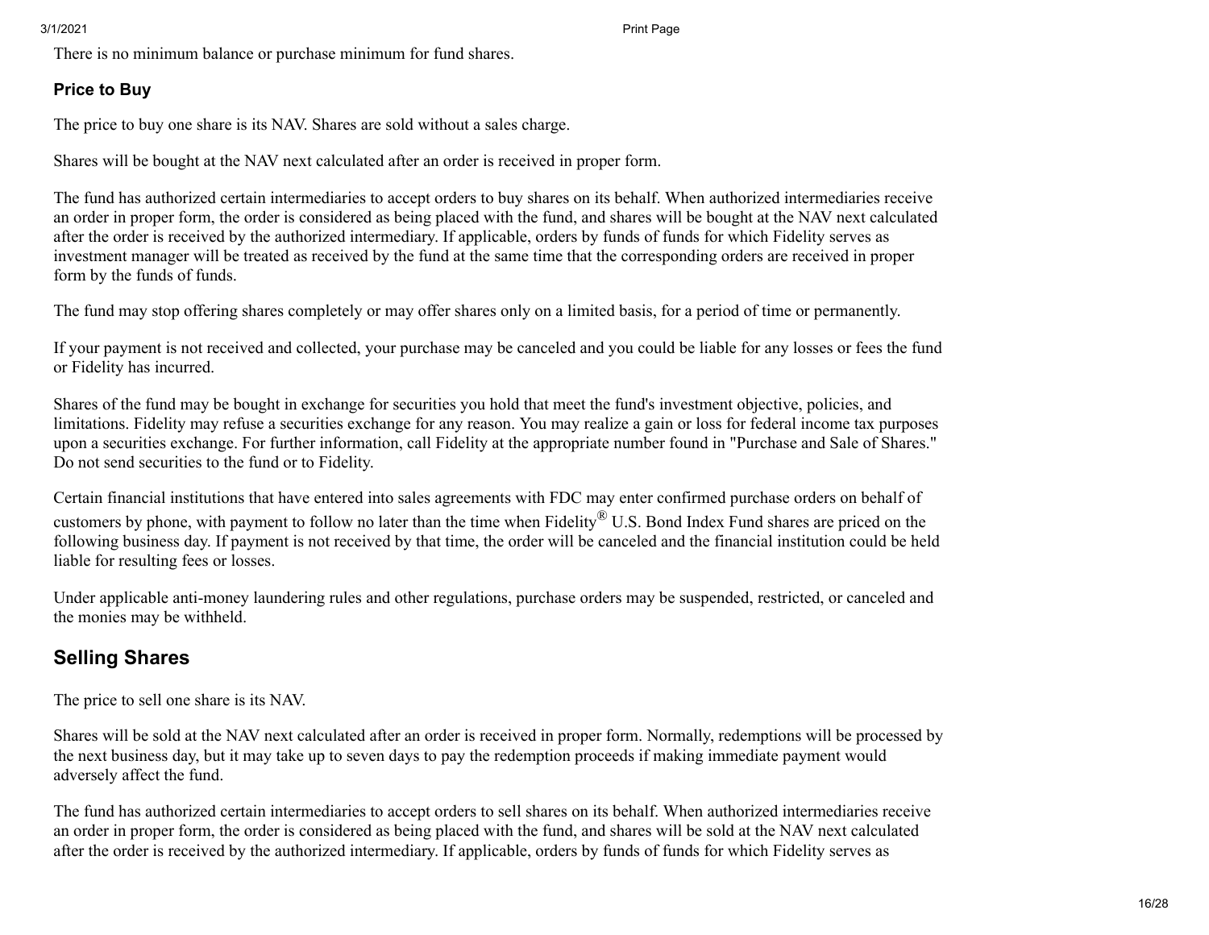There is no minimum balance or purchase minimum for fund shares.

### Price to Buy

The price to buy one share is its NAV. Shares are sold without a sales charge.

Shares will be bought at the NAV next calculated after an order is received in proper form.

The fund has authorized certain intermediaries to accept orders to buy shares on its behalf. When authorized intermediaries receive an order in proper form, the order is considered as being placed with the fund, and shares will be bought at the NAV next calculated after the order is received by the authorized intermediary. If applicable, orders by funds of funds for which Fidelity serves as investment manager will be treated as received by the fund at the same time that the corresponding orders are received in proper form by the funds of funds.

The fund may stop offering shares completely or may offer shares only on a limited basis, for a period of time or permanently.

If your payment is not received and collected, your purchase may be canceled and you could be liable for any losses or fees the fund or Fidelity has incurred.

Shares of the fund may be bought in exchange for securities you hold that meet the fund's investment objective, policies, and limitations. Fidelity may refuse a securities exchange for any reason. You may realize a gain or loss for federal income tax purposes upon a securities exchange. For further information, call Fidelity at the appropriate number found in "Purchase and Sale of Shares." Do not send securities to the fund or to Fidelity.

Certain financial institutions that have entered into sales agreements with FDC may enter confirmed purchase orders on behalf of customers by phone, with payment to follow no later than the time when Fidelity® U.S. Bond Index Fund shares are priced on the following business day. If payment is not received by that time, the order will be canceled and the financial institution could be held liable for resulting fees or losses.

Under applicable anti-money laundering rules and other regulations, purchase orders may be suspended, restricted, or canceled and the monies may be withheld.

## Selling Shares

The price to sell one share is its NAV.

Shares will be sold at the NAV next calculated after an order is received in proper form. Normally, redemptions will be processed by the next business day, but it may take up to seven days to pay the redemption proceeds if making immediate payment would adversely affect the fund.

The fund has authorized certain intermediaries to accept orders to sell shares on its behalf. When authorized intermediaries receive an order in proper form, the order is considered as being placed with the fund, and shares will be sold at the NAV next calculated after the order is received by the authorized intermediary. If applicable, orders by funds of funds for which Fidelity serves as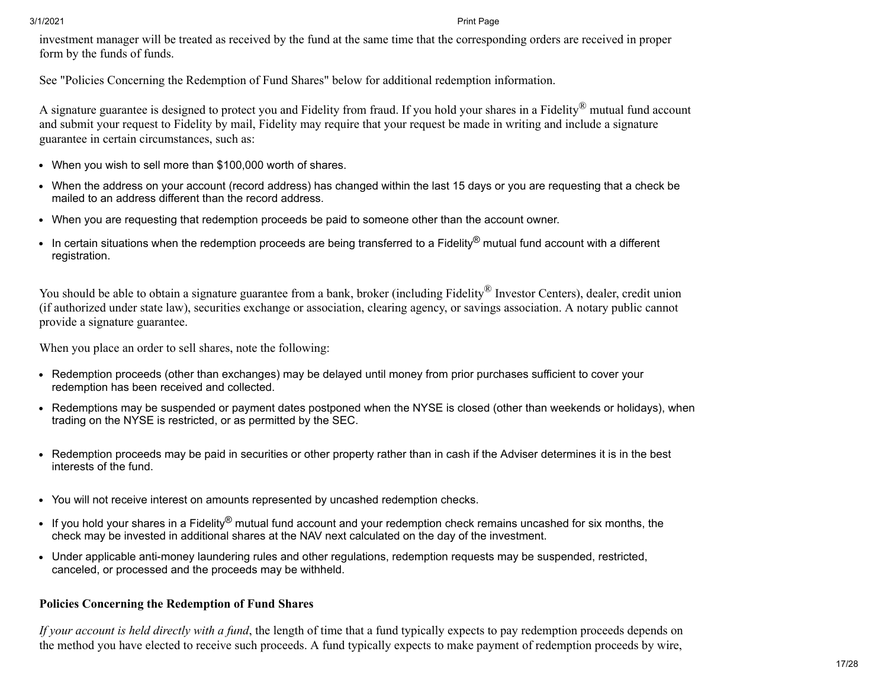investment manager will be treated as received by the fund at the same time that the corresponding orders are received in proper form by the funds of funds.

See "Policies Concerning the Redemption of Fund Shares" below for additional redemption information.

A signature guarantee is designed to protect you and Fidelity from fraud. If you hold your shares in a Fidelity® mutual fund account and submit your request to Fidelity by mail, Fidelity may require that your request be made in writing and include a signature guarantee in certain circumstances, such as:

- When you wish to sell more than $100,000 worth of shares.
- When the address on your account (record address) has changed within the last 15 days or you are requesting that a check be mailed to an address different than the record address.
- When you are requesting that redemption proceeds be paid to someone other than the account owner.
- In certain situations when the redemption proceeds are being transferred to a Fidelity® mutual fund account with a different registration.

You should be able to obtain a signature guarantee from a bank, broker (including Fidelity® Investor Centers), dealer, credit union (if authorized under state law), securities exchange or association, clearing agency, or savings association. A notary public cannot provide a signature guarantee.

When you place an order to sell shares, note the following:

- Redemption proceeds (other than exchanges) may be delayed until money from prior purchases sufficient to cover your redemption has been received and collected.
- Redemptions may be suspended or payment dates postponed when the NYSE is closed (other than weekends or holidays), when trading on the NYSE is restricted, or as permitted by the SEC.
- Redemption proceeds may be paid in securities or other property rather than in cash if the Adviser determines it is in the best interests of the fund.
- You will not receive interest on amounts represented by uncashed redemption checks.
- If you hold your shares in a Fidelity® mutual fund account and your redemption check remains uncashed for six months, the check may be invested in additional shares at the NAV next calculated on the day of the investment.
- Under applicable anti-money laundering rules and other regulations, redemption requests may be suspended, restricted, canceled, or processed and the proceeds may be withheld.

**Policies Concerning the Redemption of Fund Shares**

*If your account is held directly with a fund*, the length of time that a fund typically expects to pay redemption proceeds depends on the method you have elected to receive such proceeds. A fund typically expects to make payment of redemption proceeds by wire,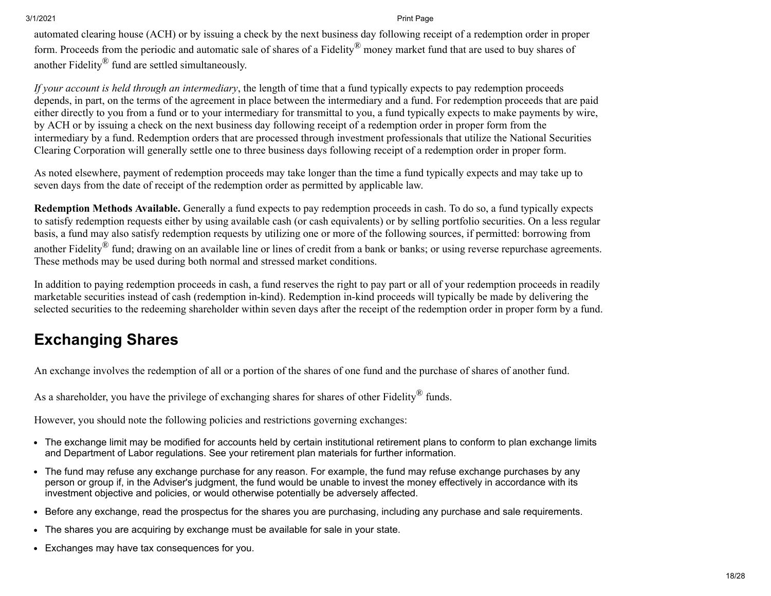automated clearing house (ACH) or by issuing a check by the next business day following receipt of a redemption order in proper form. Proceeds from the periodic and automatic sale of shares of a Fidelity® money market fund that are used to buy shares of another Fidelity® fund are settled simultaneously.

*If your account is held through an intermediary*, the length of time that a fund typically expects to pay redemption proceeds depends, in part, on the terms of the agreement in place between the intermediary and a fund. For redemption proceeds that are paid either directly to you from a fund or to your intermediary for transmittal to you, a fund typically expects to make payments by wire, by ACH or by issuing a check on the next business day following receipt of a redemption order in proper form from the intermediary by a fund. Redemption orders that are processed through investment professionals that utilize the National Securities Clearing Corporation will generally settle one to three business days following receipt of a redemption order in proper form.

As noted elsewhere, payment of redemption proceeds may take longer than the time a fund typically expects and may take up to seven days from the date of receipt of the redemption order as permitted by applicable law.

**Redemption Methods Available.** Generally a fund expects to pay redemption proceeds in cash. To do so, a fund typically expects to satisfy redemption requests either by using available cash (or cash equivalents) or by selling portfolio securities. On a less regular basis, a fund may also satisfy redemption requests by utilizing one or more of the following sources, if permitted: borrowing from another Fidelity® fund; drawing on an available line or lines of credit from a bank or banks; or using reverse repurchase agreements. These methods may be used during both normal and stressed market conditions.

In addition to paying redemption proceeds in cash, a fund reserves the right to pay part or all of your redemption proceeds in readily marketable securities instead of cash (redemption in-kind). Redemption in-kind proceeds will typically be made by delivering the selected securities to the redeeming shareholder within seven days after the receipt of the redemption order in proper form by a fund.

## Exchanging Shares

An exchange involves the redemption of all or a portion of the shares of one fund and the purchase of shares of another fund.

As a shareholder, you have the privilege of exchanging shares for shares of other Fidelity® funds.

However, you should note the following policies and restrictions governing exchanges:

- The exchange limit may be modified for accounts held by certain institutional retirement plans to conform to plan exchange limits and Department of Labor regulations. See your retirement plan materials for further information.
- The fund may refuse any exchange purchase for any reason. For example, the fund may refuse exchange purchases by any person or group if, in the Adviser's judgment, the fund would be unable to invest the money effectively in accordance with its investment objective and policies, or would otherwise potentially be adversely affected.
- Before any exchange, read the prospectus for the shares you are purchasing, including any purchase and sale requirements.
- The shares you are acquiring by exchange must be available for sale in your state.
- Exchanges may have tax consequences for you.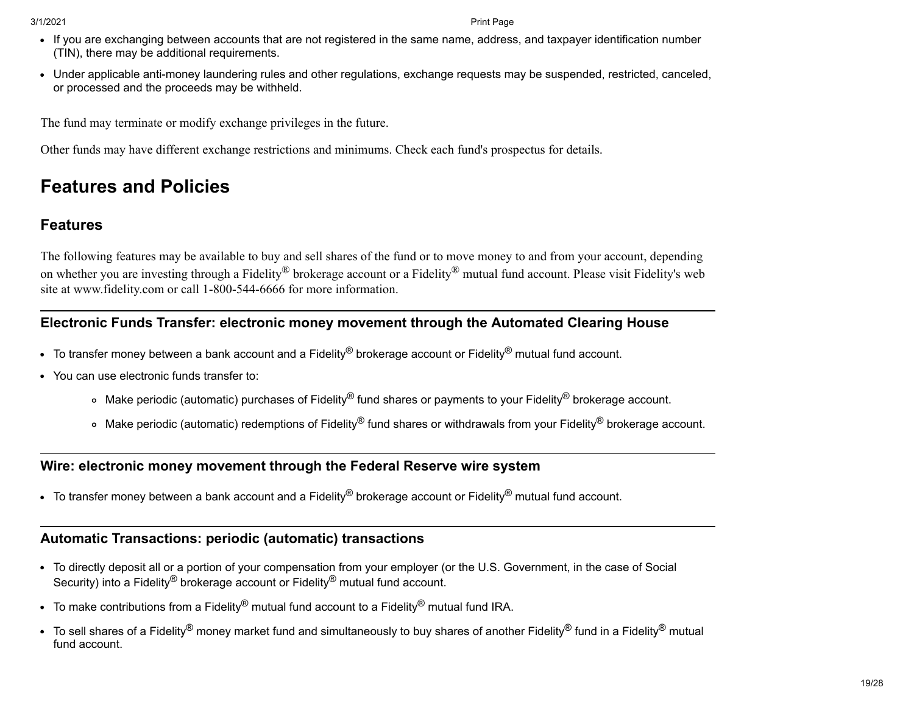- If you are exchanging between accounts that are not registered in the same name, address, and taxpayer identification number (TIN), there may be additional requirements.
- Under applicable anti-money laundering rules and other regulations, exchange requests may be suspended, restricted, canceled, or processed and the proceeds may be withheld.

The fund may terminate or modify exchange privileges in the future.

Other funds may have different exchange restrictions and minimums. Check each fund's prospectus for details.

# Features and Policies

## Features

The following features may be available to buy and sell shares of the fund or to move money to and from your account, depending on whether you are investing through a Fidelity® brokerage account or a Fidelity® mutual fund account. Please visit Fidelity's web site at www.fidelity.com or call 1-800-544-6666 for more information.

### Electronic Funds Transfer: electronic money movement through the Automated Clearing House

- To transfer money between a bank account and a Fidelity® brokerage account or Fidelity® mutual fund account.
- You can use electronic funds transfer to:
    - Make periodic (automatic) purchases of Fidelity® fund shares or payments to your Fidelity® brokerage account.
    - Make periodic (automatic) redemptions of Fidelity® fund shares or withdrawals from your Fidelity® brokerage account.

### Wire: electronic money movement through the Federal Reserve wire system

- To transfer money between a bank account and a Fidelity® brokerage account or Fidelity® mutual fund account.

### Automatic Transactions: periodic (automatic) transactions

- To directly deposit all or a portion of your compensation from your employer (or the U.S. Government, in the case of Social Security) into a Fidelity® brokerage account or Fidelity® mutual fund account.
- To make contributions from a Fidelity® mutual fund account to a Fidelity® mutual fund IRA.
- To sell shares of a Fidelity® money market fund and simultaneously to buy shares of another Fidelity® fund in a Fidelity® mutual fund account.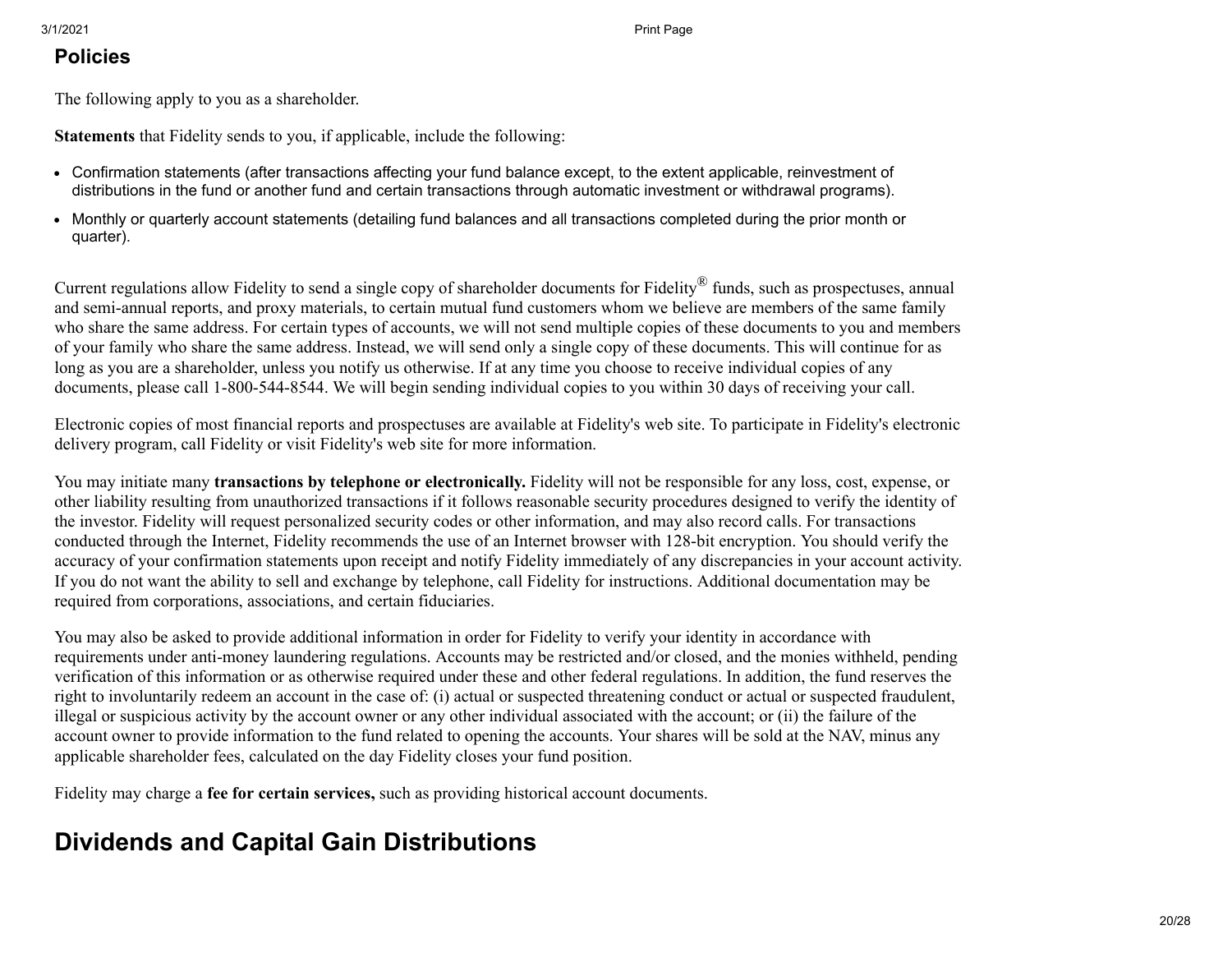## Policies

The following apply to you as a shareholder.

**Statements** that Fidelity sends to you, if applicable, include the following:

- Confirmation statements (after transactions affecting your fund balance except, to the extent applicable, reinvestment of distributions in the fund or another fund and certain transactions through automatic investment or withdrawal programs).
- Monthly or quarterly account statements (detailing fund balances and all transactions completed during the prior month or quarter).

Current regulations allow Fidelity to send a single copy of shareholder documents for Fidelity® funds, such as prospectuses, annual and semi-annual reports, and proxy materials, to certain mutual fund customers whom we believe are members of the same family who share the same address. For certain types of accounts, we will not send multiple copies of these documents to you and members of your family who share the same address. Instead, we will send only a single copy of these documents. This will continue for as long as you are a shareholder, unless you notify us otherwise. If at any time you choose to receive individual copies of any documents, please call 1-800-544-8544. We will begin sending individual copies to you within 30 days of receiving your call.

Electronic copies of most financial reports and prospectuses are available at Fidelity's web site. To participate in Fidelity's electronic delivery program, call Fidelity or visit Fidelity's web site for more information.

You may initiate many **transactions by telephone or electronically.** Fidelity will not be responsible for any loss, cost, expense, or other liability resulting from unauthorized transactions if it follows reasonable security procedures designed to verify the identity of the investor. Fidelity will request personalized security codes or other information, and may also record calls. For transactions conducted through the Internet, Fidelity recommends the use of an Internet browser with 128-bit encryption. You should verify the accuracy of your confirmation statements upon receipt and notify Fidelity immediately of any discrepancies in your account activity. If you do not want the ability to sell and exchange by telephone, call Fidelity for instructions. Additional documentation may be required from corporations, associations, and certain fiduciaries.

You may also be asked to provide additional information in order for Fidelity to verify your identity in accordance with requirements under anti-money laundering regulations. Accounts may be restricted and/or closed, and the monies withheld, pending verification of this information or as otherwise required under these and other federal regulations. In addition, the fund reserves the right to involuntarily redeem an account in the case of: (i) actual or suspected threatening conduct or actual or suspected fraudulent, illegal or suspicious activity by the account owner or any other individual associated with the account; or (ii) the failure of the account owner to provide information to the fund related to opening the accounts. Your shares will be sold at the NAV, minus any applicable shareholder fees, calculated on the day Fidelity closes your fund position.

Fidelity may charge a **fee for certain services,** such as providing historical account documents.

# Dividends and Capital Gain Distributions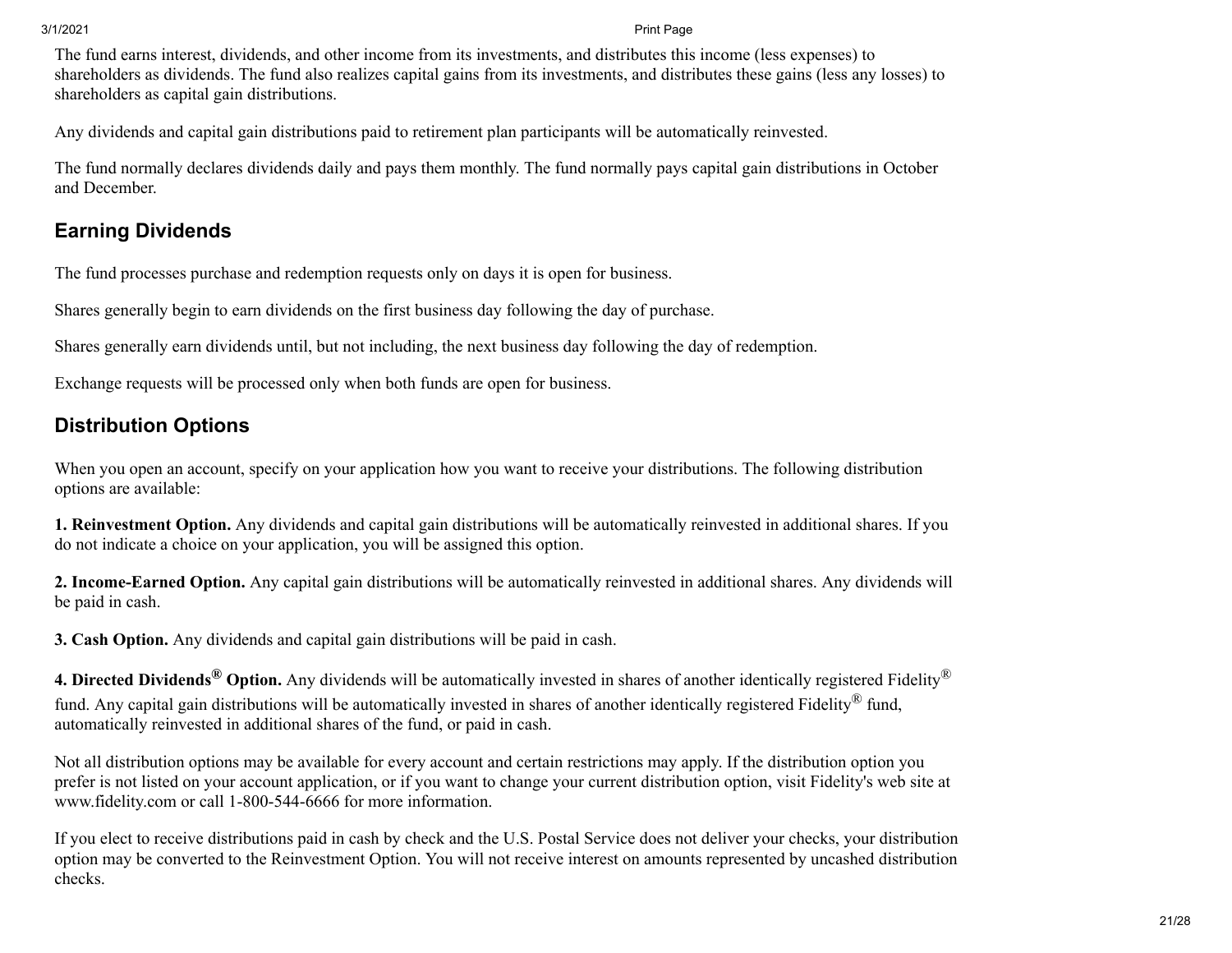The fund earns interest, dividends, and other income from its investments, and distributes this income (less expenses) to shareholders as dividends. The fund also realizes capital gains from its investments, and distributes these gains (less any losses) to shareholders as capital gain distributions.

Any dividends and capital gain distributions paid to retirement plan participants will be automatically reinvested.

The fund normally declares dividends daily and pays them monthly. The fund normally pays capital gain distributions in October and December.

## Earning Dividends

The fund processes purchase and redemption requests only on days it is open for business.

Shares generally begin to earn dividends on the first business day following the day of purchase.

Shares generally earn dividends until, but not including, the next business day following the day of redemption.

Exchange requests will be processed only when both funds are open for business.

## Distribution Options

When you open an account, specify on your application how you want to receive your distributions. The following distribution options are available:

**1. Reinvestment Option.** Any dividends and capital gain distributions will be automatically reinvested in additional shares. If you do not indicate a choice on your application, you will be assigned this option.

**2. Income-Earned Option.** Any capital gain distributions will be automatically reinvested in additional shares. Any dividends will be paid in cash.

**3. Cash Option.** Any dividends and capital gain distributions will be paid in cash.

**4. Directed Dividends® Option.** Any dividends will be automatically invested in shares of another identically registered Fidelity® fund. Any capital gain distributions will be automatically invested in shares of another identically registered Fidelity® fund, automatically reinvested in additional shares of the fund, or paid in cash.

Not all distribution options may be available for every account and certain restrictions may apply. If the distribution option you prefer is not listed on your account application, or if you want to change your current distribution option, visit Fidelity's web site at www.fidelity.com or call 1-800-544-6666 for more information.

If you elect to receive distributions paid in cash by check and the U.S. Postal Service does not deliver your checks, your distribution option may be converted to the Reinvestment Option. You will not receive interest on amounts represented by uncashed distribution checks.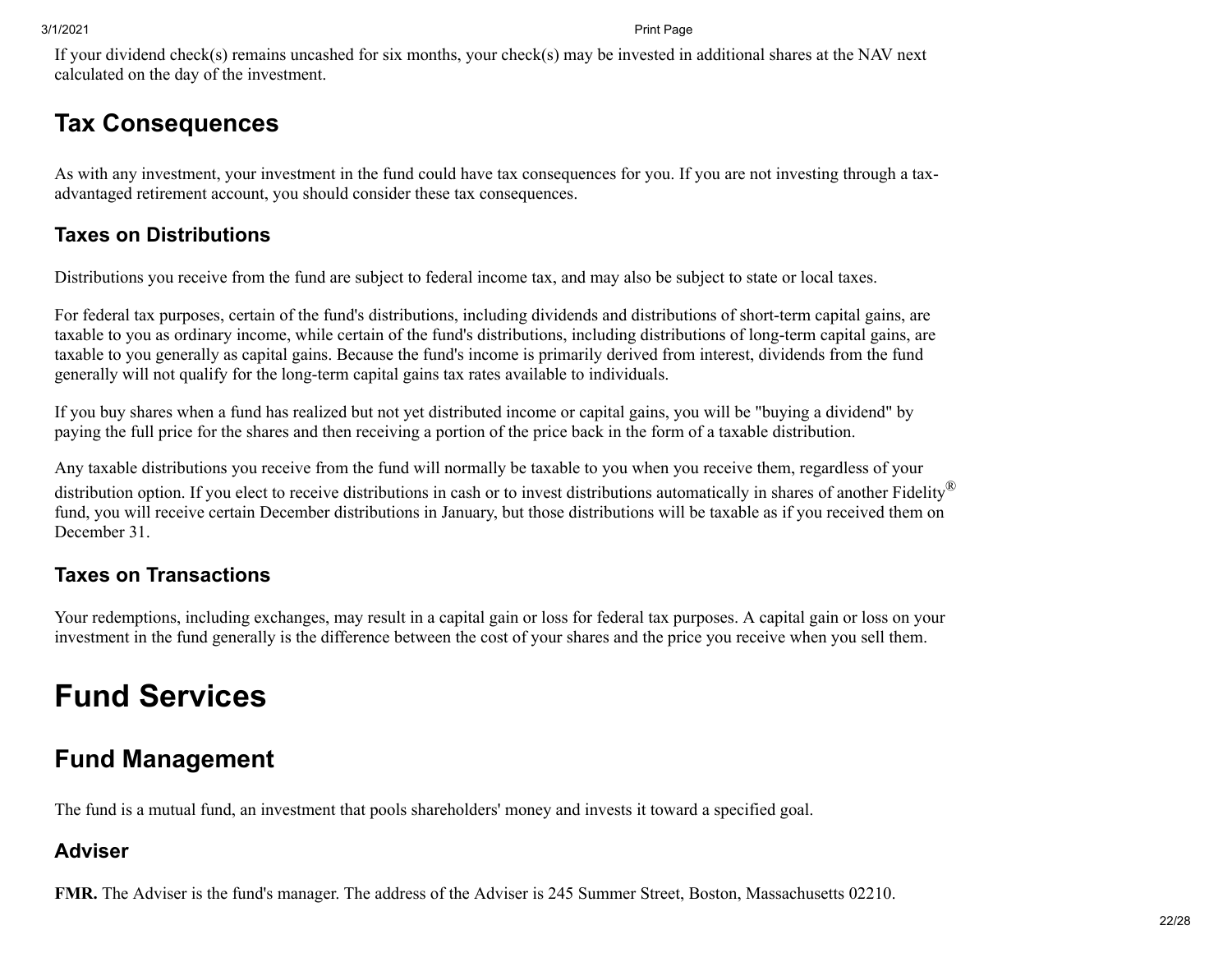If your dividend check(s) remains uncashed for six months, your check(s) may be invested in additional shares at the NAV next calculated on the day of the investment.

## Tax Consequences

As with any investment, your investment in the fund could have tax consequences for you. If you are not investing through a tax-advantaged retirement account, you should consider these tax consequences.

### Taxes on Distributions

Distributions you receive from the fund are subject to federal income tax, and may also be subject to state or local taxes.

For federal tax purposes, certain of the fund's distributions, including dividends and distributions of short-term capital gains, are taxable to you as ordinary income, while certain of the fund's distributions, including distributions of long-term capital gains, are taxable to you generally as capital gains. Because the fund's income is primarily derived from interest, dividends from the fund generally will not qualify for the long-term capital gains tax rates available to individuals.

If you buy shares when a fund has realized but not yet distributed income or capital gains, you will be "buying a dividend" by paying the full price for the shares and then receiving a portion of the price back in the form of a taxable distribution.

Any taxable distributions you receive from the fund will normally be taxable to you when you receive them, regardless of your distribution option. If you elect to receive distributions in cash or to invest distributions automatically in shares of another Fidelity® fund, you will receive certain December distributions in January, but those distributions will be taxable as if you received them on December 31.

### Taxes on Transactions

Your redemptions, including exchanges, may result in a capital gain or loss for federal tax purposes. A capital gain or loss on your investment in the fund generally is the difference between the cost of your shares and the price you receive when you sell them.

# Fund Services

## Fund Management

The fund is a mutual fund, an investment that pools shareholders' money and invests it toward a specified goal.

### Adviser

**FMR.** The Adviser is the fund's manager. The address of the Adviser is 245 Summer Street, Boston, Massachusetts 02210.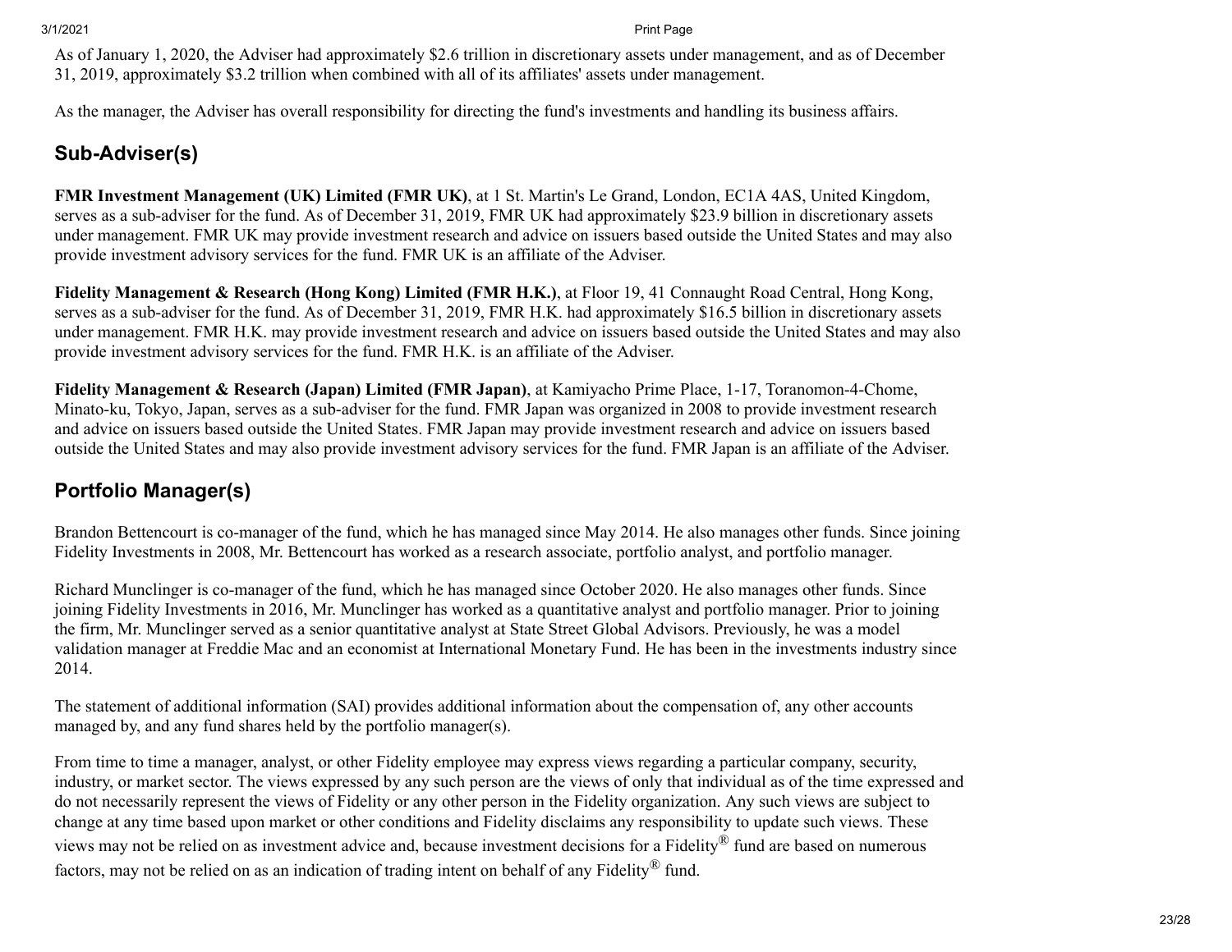As of January 1, 2020, the Adviser had approximately $2.6 trillion in discretionary assets under management, and as of December 31, 2019, approximately $3.2 trillion when combined with all of its affiliates' assets under management.

As the manager, the Adviser has overall responsibility for directing the fund's investments and handling its business affairs.

## Sub-Adviser(s)

**FMR Investment Management (UK) Limited (FMR UK)**, at 1 St. Martin's Le Grand, London, EC1A 4AS, United Kingdom, serves as a sub-adviser for the fund. As of December 31, 2019, FMR UK had approximately $23.9 billion in discretionary assets under management. FMR UK may provide investment research and advice on issuers based outside the United States and may also provide investment advisory services for the fund. FMR UK is an affiliate of the Adviser.

**Fidelity Management & Research (Hong Kong) Limited (FMR H.K.)**, at Floor 19, 41 Connaught Road Central, Hong Kong, serves as a sub-adviser for the fund. As of December 31, 2019, FMR H.K. had approximately $16.5 billion in discretionary assets under management. FMR H.K. may provide investment research and advice on issuers based outside the United States and may also provide investment advisory services for the fund. FMR H.K. is an affiliate of the Adviser.

**Fidelity Management & Research (Japan) Limited (FMR Japan)**, at Kamiyacho Prime Place, 1-17, Toranomon-4-Chome, Minato-ku, Tokyo, Japan, serves as a sub-adviser for the fund. FMR Japan was organized in 2008 to provide investment research and advice on issuers based outside the United States. FMR Japan may provide investment research and advice on issuers based outside the United States and may also provide investment advisory services for the fund. FMR Japan is an affiliate of the Adviser.

## Portfolio Manager(s)

Brandon Bettencourt is co-manager of the fund, which he has managed since May 2014. He also manages other funds. Since joining Fidelity Investments in 2008, Mr. Bettencourt has worked as a research associate, portfolio analyst, and portfolio manager.

Richard Munclinger is co-manager of the fund, which he has managed since October 2020. He also manages other funds. Since joining Fidelity Investments in 2016, Mr. Munclinger has worked as a quantitative analyst and portfolio manager. Prior to joining the firm, Mr. Munclinger served as a senior quantitative analyst at State Street Global Advisors. Previously, he was a model validation manager at Freddie Mac and an economist at International Monetary Fund. He has been in the investments industry since 2014.

The statement of additional information (SAI) provides additional information about the compensation of, any other accounts managed by, and any fund shares held by the portfolio manager(s).

From time to time a manager, analyst, or other Fidelity employee may express views regarding a particular company, security, industry, or market sector. The views expressed by any such person are the views of only that individual as of the time expressed and do not necessarily represent the views of Fidelity or any other person in the Fidelity organization. Any such views are subject to change at any time based upon market or other conditions and Fidelity disclaims any responsibility to update such views. These views may not be relied on as investment advice and, because investment decisions for a Fidelity® fund are based on numerous factors, may not be relied on as an indication of trading intent on behalf of any Fidelity® fund.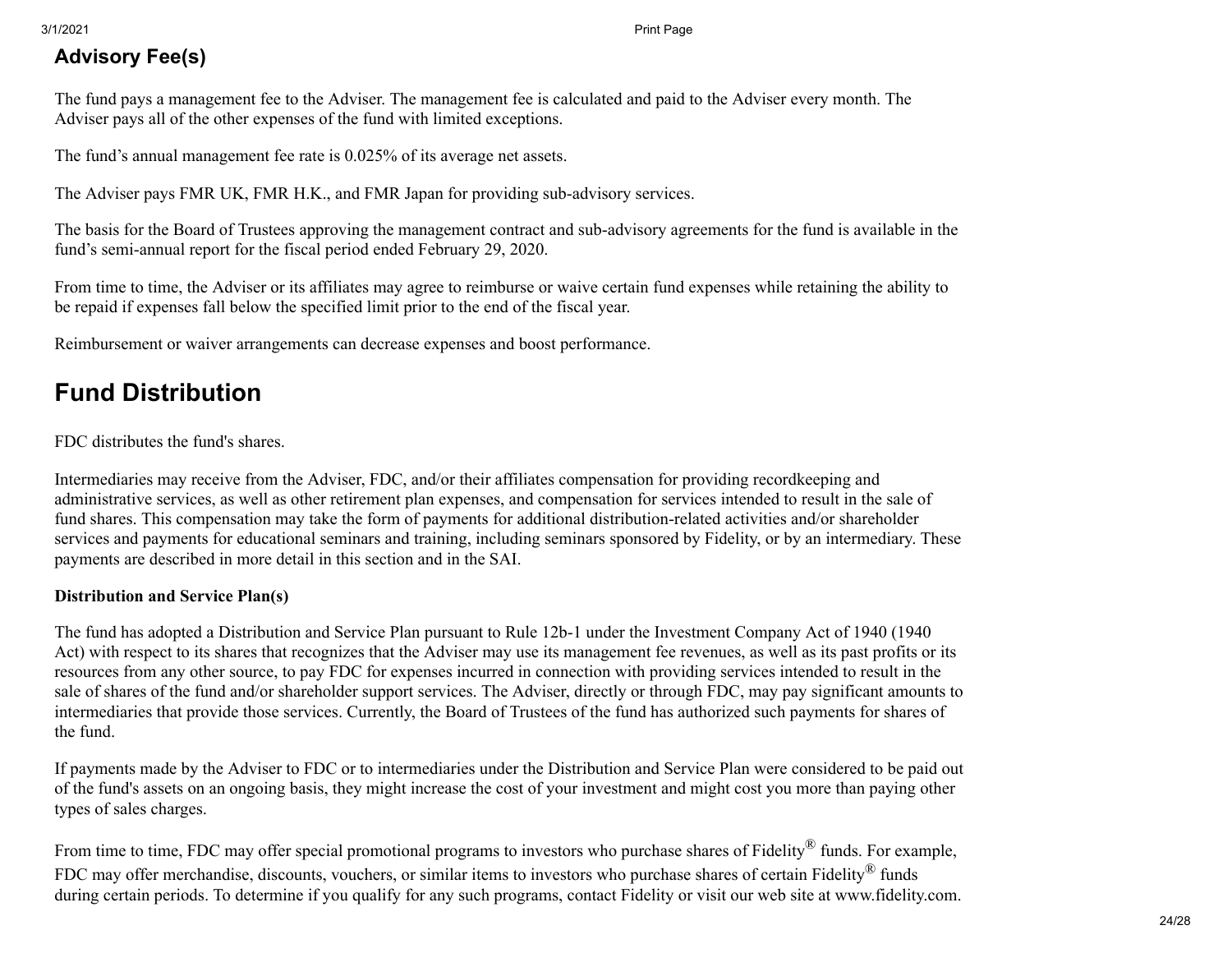### Advisory Fee(s)

The fund pays a management fee to the Adviser. The management fee is calculated and paid to the Adviser every month. The Adviser pays all of the other expenses of the fund with limited exceptions.

The fund's annual management fee rate is 0.025% of its average net assets.

The Adviser pays FMR UK, FMR H.K., and FMR Japan for providing sub-advisory services.

The basis for the Board of Trustees approving the management contract and sub-advisory agreements for the fund is available in the fund's semi-annual report for the fiscal period ended February 29, 2020.

From time to time, the Adviser or its affiliates may agree to reimburse or waive certain fund expenses while retaining the ability to be repaid if expenses fall below the specified limit prior to the end of the fiscal year.

Reimbursement or waiver arrangements can decrease expenses and boost performance.

## Fund Distribution

FDC distributes the fund's shares.

Intermediaries may receive from the Adviser, FDC, and/or their affiliates compensation for providing recordkeeping and administrative services, as well as other retirement plan expenses, and compensation for services intended to result in the sale of fund shares. This compensation may take the form of payments for additional distribution-related activities and/or shareholder services and payments for educational seminars and training, including seminars sponsored by Fidelity, or by an intermediary. These payments are described in more detail in this section and in the SAI.

**Distribution and Service Plan(s)**

The fund has adopted a Distribution and Service Plan pursuant to Rule 12b-1 under the Investment Company Act of 1940 (1940 Act) with respect to its shares that recognizes that the Adviser may use its management fee revenues, as well as its past profits or its resources from any other source, to pay FDC for expenses incurred in connection with providing services intended to result in the sale of shares of the fund and/or shareholder support services. The Adviser, directly or through FDC, may pay significant amounts to intermediaries that provide those services. Currently, the Board of Trustees of the fund has authorized such payments for shares of the fund.

If payments made by the Adviser to FDC or to intermediaries under the Distribution and Service Plan were considered to be paid out of the fund's assets on an ongoing basis, they might increase the cost of your investment and might cost you more than paying other types of sales charges.

From time to time, FDC may offer special promotional programs to investors who purchase shares of Fidelity® funds. For example, FDC may offer merchandise, discounts, vouchers, or similar items to investors who purchase shares of certain Fidelity® funds during certain periods. To determine if you qualify for any such programs, contact Fidelity or visit our web site at www.fidelity.com.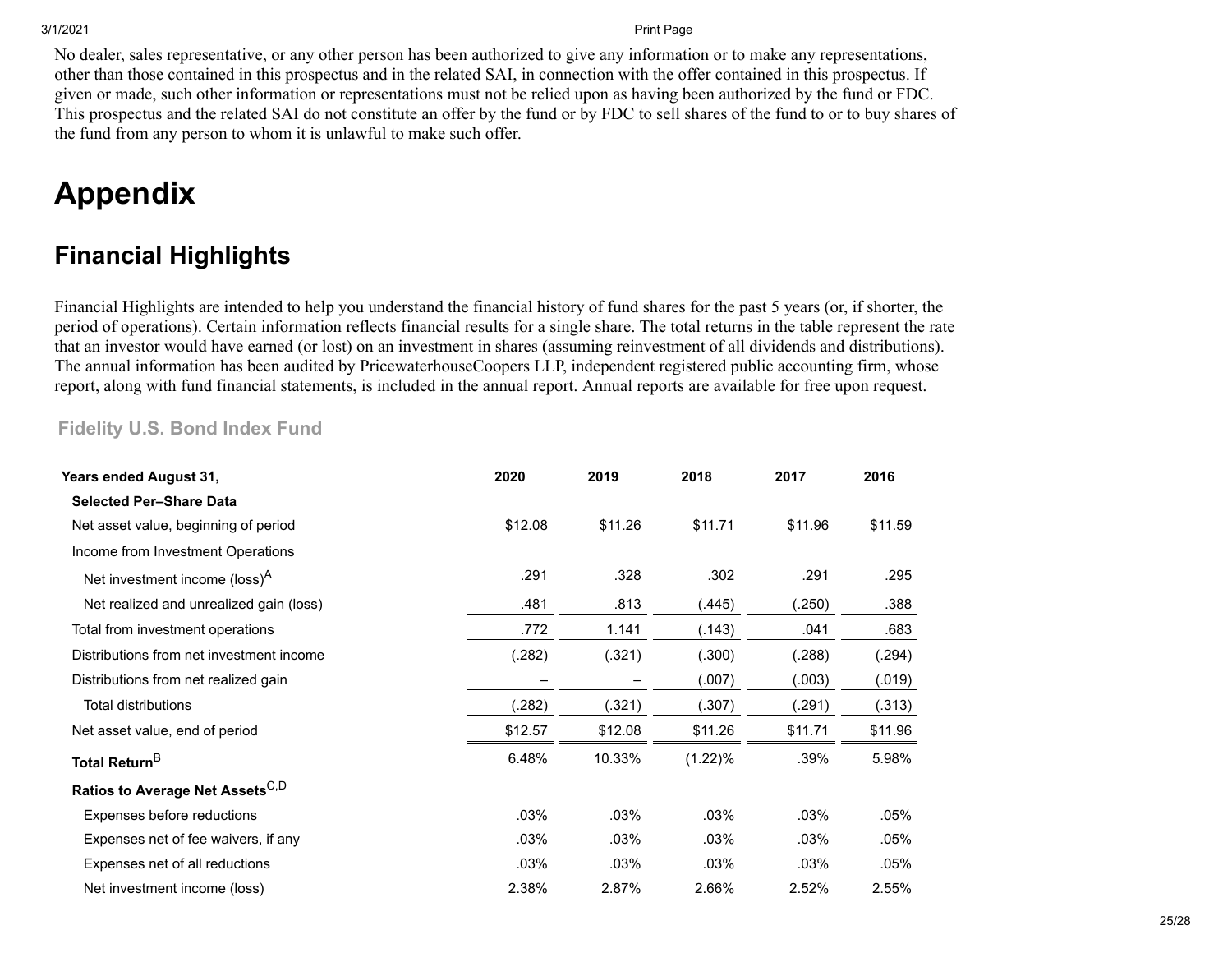No dealer, sales representative, or any other person has been authorized to give any information or to make any representations, other than those contained in this prospectus and in the related SAI, in connection with the offer contained in this prospectus. If given or made, such other information or representations must not be relied upon as having been authorized by the fund or FDC. This prospectus and the related SAI do not constitute an offer by the fund or by FDC to sell shares of the fund to or to buy shares of the fund from any person to whom it is unlawful to make such offer.

# Appendix

## Financial Highlights

Financial Highlights are intended to help you understand the financial history of fund shares for the past 5 years (or, if shorter, the period of operations). Certain information reflects financial results for a single share. The total returns in the table represent the rate that an investor would have earned (or lost) on an investment in shares (assuming reinvestment of all dividends and distributions). The annual information has been audited by PricewaterhouseCoopers LLP, independent registered public accounting firm, whose report, along with fund financial statements, is included in the annual report. Annual reports are available for free upon request.

### Fidelity U.S. Bond Index Fund

| Years ended August 31, | 2020 | 2019 | 2018 | 2017 | 2016 |
|---|---|---|---|---|---|
| **Selected Per–Share Data** | | | | | |
| Net asset value, beginning of period | $12.08 | $11.26 | $11.71 | $11.96 | $11.59 |
| Income from Investment Operations | | | | | |
| Net investment income (loss)[A] | .291 | .328 | .302 | .291 | .295 |
| Net realized and unrealized gain (loss) | .481 | .813 | (.445) | (.250) | .388 |
| Total from investment operations | .772 | 1.141 | (.143) | .041 | .683 |
| Distributions from net investment income | (.282) | (.321) | (.300) | (.288) | (.294) |
| Distributions from net realized gain | – | – | (.007) | (.003) | (.019) |
| Total distributions | (.282) | (.321) | (.307) | (.291) | (.313) |
| Net asset value, end of period | $12.57 | $12.08 | $11.26 | $11.71 | $11.96 |
| **Total Return**[B] | 6.48% | 10.33% | (1.22)% | .39% | 5.98% |
| **Ratios to Average Net Assets**[C,D] | | | | | |
| Expenses before reductions | .03% | .03% | .03% | .03% | .05% |
| Expenses net of fee waivers, if any | .03% | .03% | .03% | .03% | .05% |
| Expenses net of all reductions | .03% | .03% | .03% | .03% | .05% |
| Net investment income (loss) | 2.38% | 2.87% | 2.66% | 2.52% | 2.55% |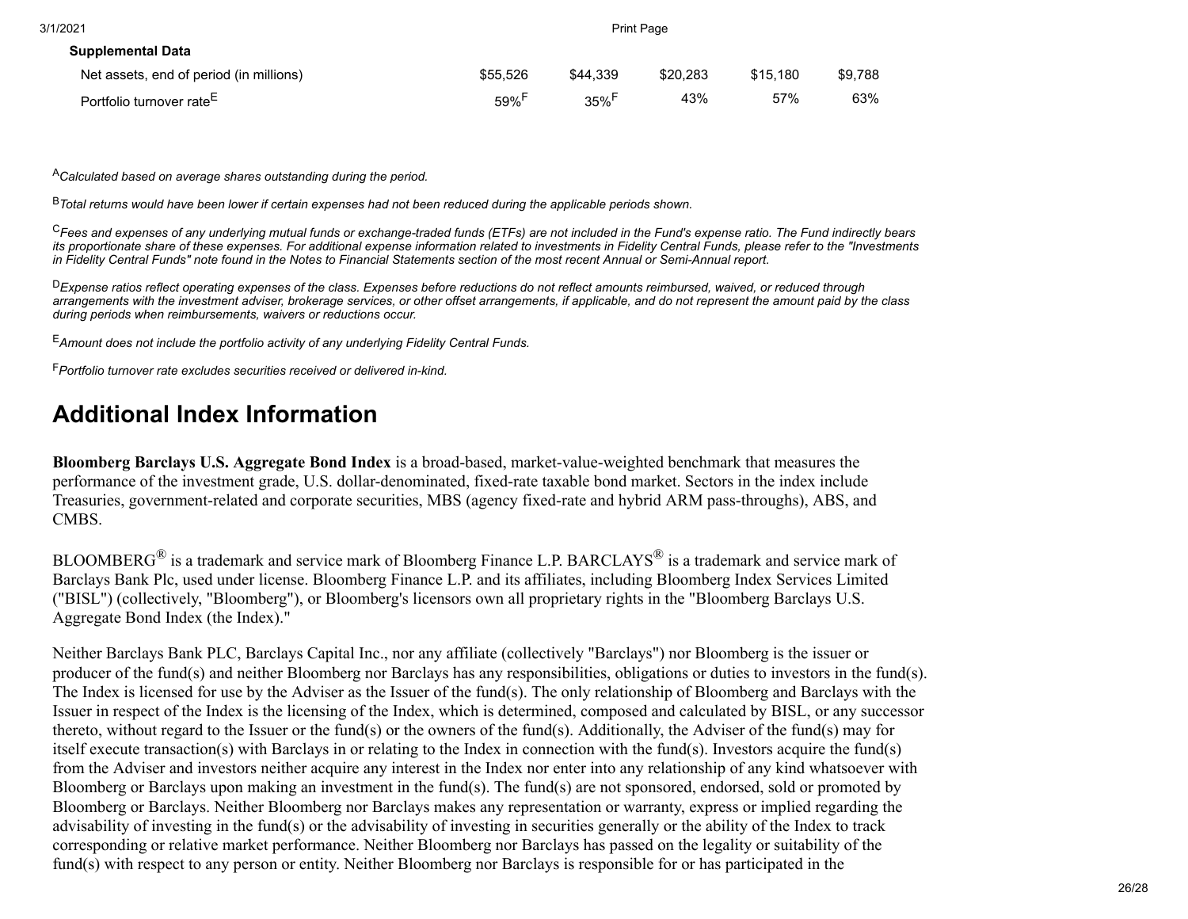**Supplemental Data**

| | | | | | |
|---|---|---|---|---|---|
| Net assets, end of period (in millions) | $55,526 | $44,339 | $20,283 | $15,180 | $9,788 |
| Portfolio turnover rate[E] | 59%[F] | 35%[F] | 43% | 57% | 63% |

[A] *Calculated based on average shares outstanding during the period.*

[B] *Total returns would have been lower if certain expenses had not been reduced during the applicable periods shown.*

[C] *Fees and expenses of any underlying mutual funds or exchange-traded funds (ETFs) are not included in the Fund's expense ratio. The Fund indirectly bears its proportionate share of these expenses. For additional expense information related to investments in Fidelity Central Funds, please refer to the "Investments in Fidelity Central Funds" note found in the Notes to Financial Statements section of the most recent Annual or Semi-Annual report.*

[D] *Expense ratios reflect operating expenses of the class. Expenses before reductions do not reflect amounts reimbursed, waived, or reduced through arrangements with the investment adviser, brokerage services, or other offset arrangements, if applicable, and do not represent the amount paid by the class during periods when reimbursements, waivers or reductions occur.*

[E] *Amount does not include the portfolio activity of any underlying Fidelity Central Funds.*

[F] *Portfolio turnover rate excludes securities received or delivered in-kind.*

# Additional Index Information

**Bloomberg Barclays U.S. Aggregate Bond Index** is a broad-based, market-value-weighted benchmark that measures the performance of the investment grade, U.S. dollar-denominated, fixed-rate taxable bond market. Sectors in the index include Treasuries, government-related and corporate securities, MBS (agency fixed-rate and hybrid ARM pass-throughs), ABS, and CMBS.

BLOOMBERG® is a trademark and service mark of Bloomberg Finance L.P. BARCLAYS® is a trademark and service mark of Barclays Bank Plc, used under license. Bloomberg Finance L.P. and its affiliates, including Bloomberg Index Services Limited ("BISL") (collectively, "Bloomberg"), or Bloomberg's licensors own all proprietary rights in the "Bloomberg Barclays U.S. Aggregate Bond Index (the Index)."

Neither Barclays Bank PLC, Barclays Capital Inc., nor any affiliate (collectively "Barclays") nor Bloomberg is the issuer or producer of the fund(s) and neither Bloomberg nor Barclays has any responsibilities, obligations or duties to investors in the fund(s). The Index is licensed for use by the Adviser as the Issuer of the fund(s). The only relationship of Bloomberg and Barclays with the Issuer in respect of the Index is the licensing of the Index, which is determined, composed and calculated by BISL, or any successor thereto, without regard to the Issuer or the fund(s) or the owners of the fund(s). Additionally, the Adviser of the fund(s) may for itself execute transaction(s) with Barclays in or relating to the Index in connection with the fund(s). Investors acquire the fund(s) from the Adviser and investors neither acquire any interest in the Index nor enter into any relationship of any kind whatsoever with Bloomberg or Barclays upon making an investment in the fund(s). The fund(s) are not sponsored, endorsed, sold or promoted by Bloomberg or Barclays. Neither Bloomberg nor Barclays makes any representation or warranty, express or implied regarding the advisability of investing in the fund(s) or the advisability of investing in securities generally or the ability of the Index to track corresponding or relative market performance. Neither Bloomberg nor Barclays has passed on the legality or suitability of the fund(s) with respect to any person or entity. Neither Bloomberg nor Barclays is responsible for or has participated in the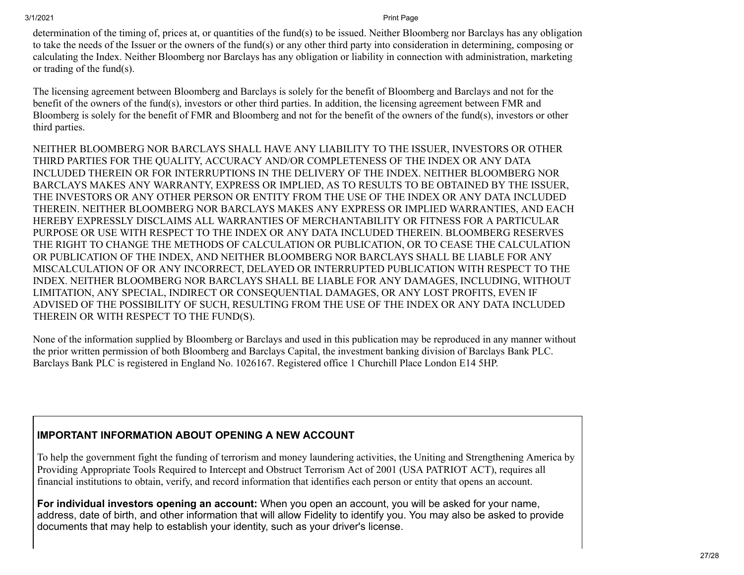determination of the timing of, prices at, or quantities of the fund(s) to be issued. Neither Bloomberg nor Barclays has any obligation to take the needs of the Issuer or the owners of the fund(s) or any other third party into consideration in determining, composing or calculating the Index. Neither Bloomberg nor Barclays has any obligation or liability in connection with administration, marketing or trading of the fund(s).

The licensing agreement between Bloomberg and Barclays is solely for the benefit of Bloomberg and Barclays and not for the benefit of the owners of the fund(s), investors or other third parties. In addition, the licensing agreement between FMR and Bloomberg is solely for the benefit of FMR and Bloomberg and not for the benefit of the owners of the fund(s), investors or other third parties.

NEITHER BLOOMBERG NOR BARCLAYS SHALL HAVE ANY LIABILITY TO THE ISSUER, INVESTORS OR OTHER THIRD PARTIES FOR THE QUALITY, ACCURACY AND/OR COMPLETENESS OF THE INDEX OR ANY DATA INCLUDED THEREIN OR FOR INTERRUPTIONS IN THE DELIVERY OF THE INDEX. NEITHER BLOOMBERG NOR BARCLAYS MAKES ANY WARRANTY, EXPRESS OR IMPLIED, AS TO RESULTS TO BE OBTAINED BY THE ISSUER, THE INVESTORS OR ANY OTHER PERSON OR ENTITY FROM THE USE OF THE INDEX OR ANY DATA INCLUDED THEREIN. NEITHER BLOOMBERG NOR BARCLAYS MAKES ANY EXPRESS OR IMPLIED WARRANTIES, AND EACH HEREBY EXPRESSLY DISCLAIMS ALL WARRANTIES OF MERCHANTABILITY OR FITNESS FOR A PARTICULAR PURPOSE OR USE WITH RESPECT TO THE INDEX OR ANY DATA INCLUDED THEREIN. BLOOMBERG RESERVES THE RIGHT TO CHANGE THE METHODS OF CALCULATION OR PUBLICATION, OR TO CEASE THE CALCULATION OR PUBLICATION OF THE INDEX, AND NEITHER BLOOMBERG NOR BARCLAYS SHALL BE LIABLE FOR ANY MISCALCULATION OF OR ANY INCORRECT, DELAYED OR INTERRUPTED PUBLICATION WITH RESPECT TO THE INDEX. NEITHER BLOOMBERG NOR BARCLAYS SHALL BE LIABLE FOR ANY DAMAGES, INCLUDING, WITHOUT LIMITATION, ANY SPECIAL, INDIRECT OR CONSEQUENTIAL DAMAGES, OR ANY LOST PROFITS, EVEN IF ADVISED OF THE POSSIBILITY OF SUCH, RESULTING FROM THE USE OF THE INDEX OR ANY DATA INCLUDED THEREIN OR WITH RESPECT TO THE FUND(S).

None of the information supplied by Bloomberg or Barclays and used in this publication may be reproduced in any manner without the prior written permission of both Bloomberg and Barclays Capital, the investment banking division of Barclays Bank PLC. Barclays Bank PLC is registered in England No. 1026167. Registered office 1 Churchill Place London E14 5HP.

### IMPORTANT INFORMATION ABOUT OPENING A NEW ACCOUNT

To help the government fight the funding of terrorism and money laundering activities, the Uniting and Strengthening America by Providing Appropriate Tools Required to Intercept and Obstruct Terrorism Act of 2001 (USA PATRIOT ACT), requires all financial institutions to obtain, verify, and record information that identifies each person or entity that opens an account.

**For individual investors opening an account:** When you open an account, you will be asked for your name, address, date of birth, and other information that will allow Fidelity to identify you. You may also be asked to provide documents that may help to establish your identity, such as your driver's license.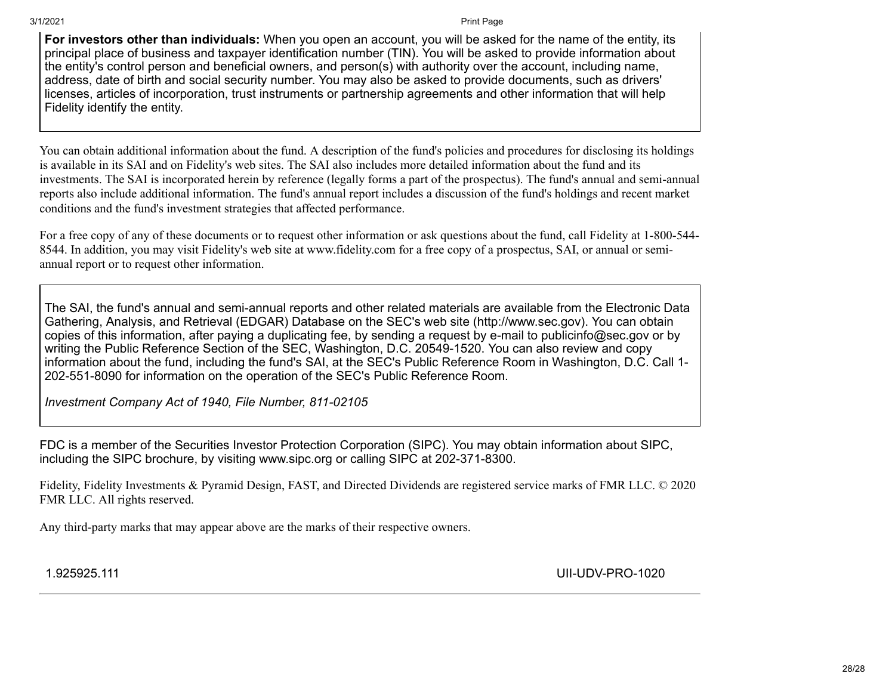**For investors other than individuals:** When you open an account, you will be asked for the name of the entity, its principal place of business and taxpayer identification number (TIN). You will be asked to provide information about the entity's control person and beneficial owners, and person(s) with authority over the account, including name, address, date of birth and social security number. You may also be asked to provide documents, such as drivers' licenses, articles of incorporation, trust instruments or partnership agreements and other information that will help Fidelity identify the entity.

You can obtain additional information about the fund. A description of the fund's policies and procedures for disclosing its holdings is available in its SAI and on Fidelity's web sites. The SAI also includes more detailed information about the fund and its investments. The SAI is incorporated herein by reference (legally forms a part of the prospectus). The fund's annual and semi-annual reports also include additional information. The fund's annual report includes a discussion of the fund's holdings and recent market conditions and the fund's investment strategies that affected performance.

For a free copy of any of these documents or to request other information or ask questions about the fund, call Fidelity at 1-800-544-8544. In addition, you may visit Fidelity's web site at www.fidelity.com for a free copy of a prospectus, SAI, or annual or semi-annual report or to request other information.

The SAI, the fund's annual and semi-annual reports and other related materials are available from the Electronic Data Gathering, Analysis, and Retrieval (EDGAR) Database on the SEC's web site (http://www.sec.gov). You can obtain copies of this information, after paying a duplicating fee, by sending a request by e-mail to publicinfo@sec.gov or by writing the Public Reference Section of the SEC, Washington, D.C. 20549-1520. You can also review and copy information about the fund, including the fund's SAI, at the SEC's Public Reference Room in Washington, D.C. Call 1-202-551-8090 for information on the operation of the SEC's Public Reference Room.

*Investment Company Act of 1940, File Number, 811-02105*

FDC is a member of the Securities Investor Protection Corporation (SIPC). You may obtain information about SIPC, including the SIPC brochure, by visiting www.sipc.org or calling SIPC at 202-371-8300.

Fidelity, Fidelity Investments & Pyramid Design, FAST, and Directed Dividends are registered service marks of FMR LLC. © 2020 FMR LLC. All rights reserved.

Any third-party marks that may appear above are the marks of their respective owners.

1.925925.111 UII-UDV-PRO-1020